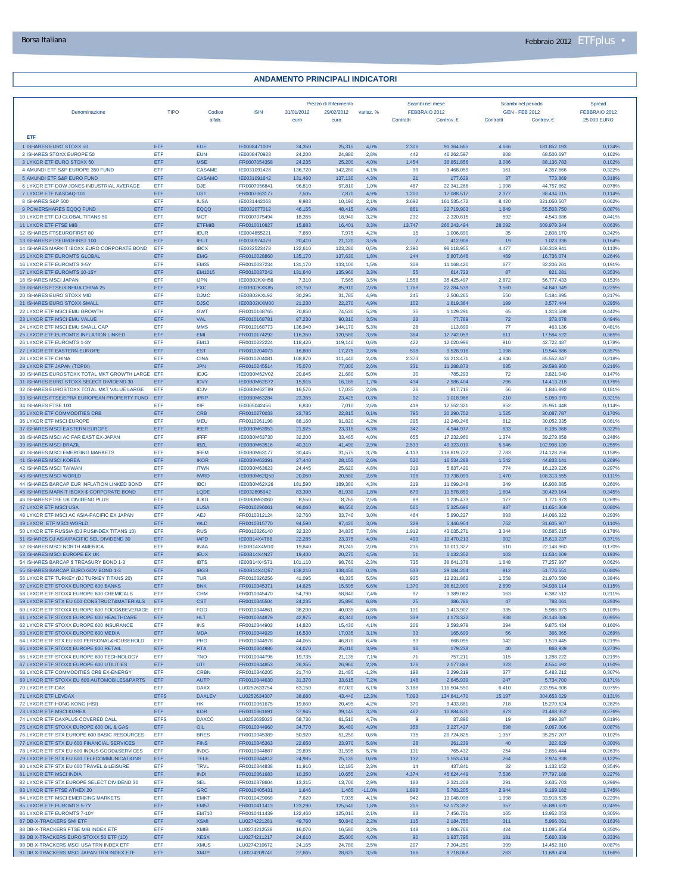## ANDAMENTO PRINCIPALI INDICATORI

| Denominazione | TIPO | Codice alfab. | ISIN | Prezzo di Riferimento 31/01/2012 euro | Prezzo di Riferimento 29/02/2012 euro | variaz. % | Scambi nel mese FEBBRAIO 2012 Contratti | Scambi nel mese FEBBRAIO 2012 Controv. € | Scambi nel periodo GEN - FEB 2012 Contratti | Scambi nel periodo GEN - FEB 2012 Controv. € | Spread FEBBRAIO 2012 25 000 EURO |
|---|---|---|---|---|---|---|---|---|---|---|---|
| **ETF** | | | | | | | | | | | |
| 1 ISHARES EURO STOXX 50 | ETF | EUE | IE0008471009 | 24,350 | 25,315 | 4,0% | 2.306 | 91.364.665 | 4.666 | 181.852.193 | 0,134% |
| 2 ISHARES STOXX EUROPE 50 | ETF | EUN | IE0008470928 | 24,200 | 24,880 | 2,8% | 442 | 46.262.597 | 808 | 68.500.697 | 0,102% |
| 3 LYXOR ETF EURO STOXX 50 | ETF | MSE | FR0007054358 | 24,235 | 25,200 | 4,0% | 1.454 | 36.851.856 | 3.086 | 88.136.783 | 0,102% |
| 4 AMUNDI ETF S&P EUROPE 350 FUND | ETF | CASAME | IE0031091428 | 136,720 | 142,280 | 4,1% | 99 | 3.468.059 | 161 | 4.357.666 | 0,322% |
| 5 AMUNDI ETF S&P EURO FUND | ETF | CASAMO | IE0031091642 | 131,460 | 137,130 | 4,3% | 21 | 177.629 | 37 | 773.869 | 0,318% |
| 6 LYXOR ETF DOW JONES INDUSTRIAL AVERAGE | ETF | DJE | FR0007056841 | 96,810 | 97,810 | 1,0% | 467 | 22.341.266 | 1.098 | 44.757.862 | 0,078% |
| 7 LYXOR ETF NASDAQ-100 | ETF | UST | FR0007063177 | 7,505 | 7,870 | 4,9% | 1.200 | 17.088.517 | 2.377 | 38.434.015 | 0,114% |
| 8 ISHARES S&P 500 | ETF | IUSA | IE0031442068 | 9,983 | 10,190 | 2,1% | 3.692 | 161.535.472 | 8.420 | 321.050.507 | 0,062% |
| 9 POWERSHARES EQQQ FUND | ETF | EQQQ | IE0032077012 | 46,155 | 48,415 | 4,9% | 861 | 22.719.903 | 1.849 | 55.503.750 | 0,087% |
| 10 LYXOR ETF DJ GLOBAL TITANS 50 | ETF | MGT | FR0007075494 | 18,355 | 18,940 | 3,2% | 232 | 2.320.815 | 592 | 4.543.886 | 0,441% |
| 11 LYXOR ETF FTSE MIB | ETF | ETFMIB | FR0010010827 | 15,883 | 16,401 | 3,3% | 13.747 | 266.243.494 | 28.092 | 609.979.344 | 0,063% |
| 12 ISHARES FTSEUROFIRST 80 | ETF | IEUR | IE0004855221 | 7,650 | 7,975 | 4,2% | 15 | 1.006.890 | 35 | 2.808.170 | 0,242% |
| 13 ISHARES FTSEUROFIRST 100 | ETF | IEUT | IE0030974079 | 20,410 | 21,120 | 3,5% | 7 | 412.908 | 19 | 1.023.336 | 0,164% |
| 14 ISHARES MARKIT IBOXX EURO CORPORATE BOND | ETF | IBCX | IE0032523478 | 122,610 | 123,280 | 0,5% | 2.390 | 98.118.955 | 4.477 | 166.319.941 | 0,113% |
| 15 LYXOR ETF EUROMTS GLOBAL | ETF | EMG | FR0010028860 | 135,170 | 137,630 | 1,8% | 244 | 5.807.646 | 469 | 16.736.074 | 0,264% |
| 16 LYXOR ETF EUROMTS 3-5Y | ETF | EM35 | FR0010037234 | 131,170 | 133,100 | 1,5% | 308 | 11.168.420 | 677 | 32.206.261 | 0,191% |
| 17 LYXOR ETF EUROMTS 10-15Y | ETF | EM1015 | FR0010037242 | 131,640 | 135,960 | 3,3% | 55 | 614.723 | 87 | 821.281 | 0,353% |
| 18 ISHARES MSCI JAPAN | ETF | IJPN | IE00B02KXH56 | 7,310 | 7,565 | 3,5% | 1.558 | 35.425.497 | 2.872 | 56.777.433 | 0,153% |
| 19 ISHARES FTSE/XINHUA CHINA 25 | ETF | FXC | IE00B02KXK85 | 83,750 | 85,910 | 2,6% | 1.768 | 22.284.539 | 3.560 | 54.840.349 | 0,225% |
| 20 ISHARES EURO STOXX MID | ETF | DJMC | IE00B02KXL92 | 30,295 | 31,785 | 4,9% | 245 | 2.506.265 | 550 | 5.184.895 | 0,217% |
| 21 ISHARES EURO STOXX SMALL | ETF | DJSC | IE00B02KXM00 | 21,230 | 22,270 | 4,9% | 102 | 1.619.384 | 199 | 3.577.444 | 0,295% |
| 22 LYXOR ETF MSCI EMU GROWTH | ETF | GWT | FR0010168765 | 70,850 | 74,530 | 5,2% | 35 | 1.129.291 | 65 | 1.313.588 | 0,442% |
| 23 LYXOR ETF MSCI EMU VALUE | ETF | VAL | FR0010168781 | 87,230 | 90,310 | 3,5% | 23 | 77.789 | 72 | 373.678 | 0,494% |
| 24 LYXOR ETF MSCI EMU SMALL CAP | ETF | MMS | FR0010168773 | 136,940 | 144,170 | 5,3% | 28 | 113.899 | 77 | 463.136 | 0,481% |
| 25 LYXOR ETF EUROMTS INFLATION LINKED | ETF | EMI | FR0010174292 | 116,350 | 120,580 | 3,6% | 364 | 12.742.059 | 611 | 17.584.522 | 0,365% |
| 26 LYXOR ETF EUROMTS 1-3Y | ETF | EM13 | FR0010222224 | 118,420 | 119,140 | 0,6% | 422 | 12.020.996 | 910 | 42.722.487 | 0,178% |
| 27 LYXOR ETF EASTERN EUROPE | ETF | EST | FR0010204073 | 16,800 | 17,275 | 2,8% | 508 | 9.528.916 | 1.098 | 19.544.886 | 0,357% |
| 28 LYXOR ETF CHINA | ETF | CINA | FR0010204081 | 108,870 | 111,440 | 2,4% | 2.373 | 36.213.471 | 4.846 | 85.552.847 | 0,218% |
| 29 LYXOR ETF JAPAN (TOPIX) | ETF | JPN | FR0010245514 | 75,070 | 77,000 | 2,6% | 331 | 11.288.873 | 635 | 29.598.960 | 0,216% |
| 30 ISHARES EUROSTOXX TOTAL MKT GROWTH LARGE | ETF | IDJG | IE00B0M62V02 | 20,645 | 21,680 | 5,0% | 30 | 785.293 | 72 | 3.821.040 | 0,147% |
| 31 ISHARES EURO STOXX SELECT DIVIDEND 30 | ETF | IDVY | IE00B0M62S72 | 15,915 | 16,185 | 1,7% | 434 | 7.986.404 | 796 | 14.413.218 | 0,176% |
| 32 ISHARES EUROSTOXX TOTAL MKT VALUE LARGE | ETF | IDJV | IE00B0M62T89 | 16,570 | 17,035 | 2,8% | 26 | 817.716 | 56 | 1.846.892 | 0,181% |
| 33 ISHARES FTSE/EPRA EUROPEAN PROPERTY FUND | ETF | IPRP | IE00B0M63284 | 23,355 | 23,425 | 0,3% | 92 | 1.018.966 | 210 | 5.059.970 | 0,321% |
| 34 ISHARES FTSE 100 | ETF | ISF | IE0005042456 | 6,830 | 7,010 | 2,6% | 419 | 12.552.321 | 852 | 25.951.448 | 0,114% |
| 35 LYXOR ETF COMMODITIES CRB | ETF | CRB | FR0010270033 | 22,785 | 22,815 | 0,1% | 795 | 20.290.752 | 1.525 | 30.087.787 | 0,170% |
| 36 LYXOR ETF MSCI EUROPE | ETF | MEU | FR0010261198 | 88,160 | 91,820 | 4,2% | 295 | 12.249.246 | 612 | 30.052.335 | 0,081% |
| 37 ISHARES MSCI EASTERN EUROPE | ETF | IEER | IE00B0M63953 | 21,925 | 23,315 | 6,3% | 342 | 4.944.977 | 633 | 8.195.968 | 0,322% |
| 38 ISHARES MSCI AC FAR EAST EX-JAPAN | ETF | IFFF | IE00B0M63730 | 32,200 | 33,485 | 4,0% | 655 | 17.232.960 | 1.374 | 39.279.858 | 0,248% |
| 39 ISHARES MSCI BRAZIL | ETF | IBZL | IE00B0M63516 | 40,310 | 41,490 | 2,9% | 2.533 | 49.323.010 | 5.546 | 102.998.139 | 0,255% |
| 40 ISHARES MSCI EMERGING MARKETS | ETF | IEEM | IE00B0M63177 | 30,445 | 31,575 | 3,7% | 4.113 | 118.819.722 | 7.783 | 214.128.256 | 0,158% |
| 41 ISHARES MSCI KOREA | ETF | IKOR | IE00B0M63391 | 27,440 | 28,155 | 2,6% | 520 | 16.534.288 | 1.542 | 44.833.141 | 0,269% |
| 42 ISHARES MSCI TAIWAN | ETF | ITWN | IE00B0M63623 | 24,445 | 25,620 | 4,8% | 319 | 5.837.420 | 774 | 16.129.226 | 0,297% |
| 43 ISHARES MSCI WORLD | ETF | IWRD | IE00B0M62Q58 | 20,050 | 20,580 | 2,6% | 706 | 73.738.099 | 1.470 | 108.313.555 | 0,111% |
| 44 ISHARES BARCAP EUR INFLATION LINKED BOND | ETF | IBCI | IE00B0M62X26 | 181,590 | 189,380 | 4,3% | 219 | 11.099.248 | 349 | 16.908.885 | 0,260% |
| 45 ISHARES MARKIT IBOXX $ CORPORATE BOND | ETF | LQDE | IE0032895942 | 83,390 | 81,930 | -1,8% | 679 | 11.578.859 | 1.604 | 30.429.164 | 0,345% |
| 46 ISHARES FTSE UK DIVIDEND PLUS | ETF | IUKD | IE00B0M63060 | 8,550 | 8,765 | 2,5% | 89 | 1.235.473 | 177 | 1.771.973 | 0,269% |
| 47 LYXOR ETF MSCI USA | ETF | LUSA | FR0010296061 | 96,060 | 98,550 | 2,6% | 505 | 5.325.696 | 937 | 11.654.369 | 0,080% |
| 48 LYXOR ETF MSCI AC ASIA-PACIFIC EX JAPAN | ETF | AEJ | FR0010312124 | 32,760 | 33,740 | 3,0% | 464 | 5.990.227 | 893 | 14.066.322 | 0,293% |
| 49 LYXOR ETF MSCI WORLD | ETF | WLD | FR0010315770 | 94,590 | 97,420 | 3,0% | 329 | 5.446.904 | 752 | 31.605.907 | 0,110% |
| 50 LYXOR ETF RUSSIA (DJ RUSINDEX TITANS 10) | ETF | RUS | FR0010326140 | 32,320 | 34,835 | 7,8% | 1.912 | 43.035.271 | 3.344 | 80.585.215 | 0,178% |
| 51 ISHARES DJ ASIA/PACIFIC SEL DIVIDEND 30 | ETF | IAPD | IE00B14X4T88 | 22,285 | 23,375 | 4,9% | 499 | 10.470.213 | 902 | 15.613.237 | 0,371% |
| 52 ISHARES MSCI NORTH AMERICA | ETF | INAA | IE00B14X4M10 | 19,840 | 20,245 | 2,0% | 235 | 10.011.327 | 510 | 22.148.960 | 0,170% |
| 53 ISHARES MSCI EUROPE EX UK | ETF | IEUX | IE00B14X4N27 | 19,400 | 20,275 | 4,5% | 51 | 6.132.352 | 103 | 11.534.609 | 0,193% |
| 54 ISHARES BARCAP $ TREASURY BOND 1-3 | ETF | IBTS | IE00B14X4S71 | 101,110 | 98,760 | -2,3% | 735 | 38.641.378 | 1.648 | 77.257.997 | 0,062% |
| 55 ISHARES BARCAP EURO GOV BOND 1-3 | ETF | IBGS | IE00B14X4Q57 | 138,210 | 138,450 | 0,2% | 533 | 29.184.204 | 912 | 51.776.551 | 0,080% |
| 56 LYXOR ETF TURKEY (DJ TURKEY TITANS 20) | ETF | TUR | FR0010326256 | 41,095 | 43,335 | 5,5% | 935 | 12.231.862 | 1.558 | 21.970.590 | 0,384% |
| 57 LYXOR ETF STOXX EUROPE 600 BANKS | ETF | BNK | FR0010345371 | 14,625 | 15,595 | 6,6% | 1.370 | 38.612.900 | 2.699 | 94.938.114 | 0,115% |
| 58 LYXOR ETF STOXX EUROPE 600 CHEMICALS | ETF | CHM | FR0010345470 | 54,790 | 58,840 | 7,4% | 97 | 3.389.082 | 163 | 6.382.512 | 0,211% |
| 59 LYXOR ETF STX EU 600 CONSTRUCT&MATERIALS | ETF | CST | FR0010345504 | 24,235 | 25,890 | 6,8% | 25 | 386.786 | 47 | 788.061 | 0,293% |
| 60 LYXOR ETF STOXX EUROPE 600 FOOD&BEVERAGE | ETF | FOO | FR0010344861 | 38,200 | 40,035 | 4,8% | 131 | 1.413.902 | 335 | 5.986.873 | 0,109% |
| 61 LYXOR ETF STOXX EUROPE 600 HEALTHCARE | ETF | HLT | FR0010344879 | 42,975 | 43,340 | 0,8% | 339 | 4.173.322 | 888 | 28.148.086 | 0,095% |
| 62 LYXOR ETF STOXX EUROPE 600 INSURANCE | ETF | INS | FR0010344903 | 14,820 | 15,430 | 4,1% | 206 | 3.593.979 | 394 | 9.875.434 | 0,160% |
| 63 LYXOR ETF STOXX EUROPE 600 MEDIA | ETF | MDA | FR0010344929 | 16,530 | 17,035 | 3,1% | 33 | 165.699 | 56 | 366.365 | 0,269% |
| 64 LYXOR ETF STX EU 600 PERSONAL&HOUSEHOLD | ETF | PHG | FR0010344978 | 44,055 | 46,870 | 6,4% | 93 | 668.095 | 142 | 1.519.445 | 0,219% |
| 65 LYXOR ETF STOXX EUROPE 600 RETAIL | ETF | RTA | FR0010344986 | 24,070 | 25,010 | 3,9% | 16 | 179.238 | 40 | 868.939 | 0,273% |
| 66 LYXOR ETF STOXX EUROPE 600 TECHNOLOGY | ETF | TNO | FR0010344796 | 19,735 | 21,135 | 7,1% | 71 | 757.211 | 115 | 1.288.222 | 0,219% |
| 67 LYXOR ETF STOXX EUROPE 600 UTILITIES | ETF | UTI | FR0010344853 | 26,355 | 26,960 | 2,3% | 176 | 2.177.886 | 323 | 4.554.692 | 0,150% |
| 68 LYXOR ETF COMMODITIES CRB EX-ENERGY | ETF | CRBN | FR0010346205 | 21,740 | 21,485 | -1,2% | 198 | 3.299.319 | 377 | 5.483.212 | 0,307% |
| 69 LYXOR ETF STOXX EU 600 AUTOMOBILES&PARTS | ETF | AUTP | FR0010344630 | 31,370 | 33,615 | 7,2% | 148 | 2.645.939 | 247 | 5.734.700 | 0,171% |
| 70 LYXOR ETF DAX | ETF | DAXX | LU0252633754 | 63,150 | 67,020 | 6,1% | 3.188 | 116.504.550 | 6.410 | 233.954.906 | 0,075% |
| 71 LYXOR ETF LEVDAX | ETFS | DAXLEV | LU0252634307 | 38,680 | 43,440 | 12,3% | 7.093 | 134.641.470 | 15.197 | 304.653.029 | 0,131% |
| 72 LYXOR ETF HONG KONG (HSI) | ETF | HK | FR0010361675 | 19,660 | 20,495 | 4,2% | 370 | 9.433.861 | 718 | 15.270.624 | 0,282% |
| 73 LYXOR ETF MSCI KOREA | ETF | KOR | FR0010361691 | 37,945 | 39,145 | 3,2% | 462 | 10.884.871 | 873 | 21.468.352 | 0,276% |
| 74 LYXOR ETF DAXPLUS COVERED CALL | ETFS | DAXCC | LU0252635023 | 58,730 | 61,510 | 4,7% | 9 | 37.896 | 19 | 299.387 | 0,819% |
| 75 LYXOR ETF STOXX EUROPE 600 OIL & GAS | ETF | OIL | FR0010344960 | 34,770 | 36,480 | 4,9% | 356 | 3.227.437 | 698 | 9.067.006 | 0,087% |
| 76 LYXOR ETF STX EUROPE 600 BASIC RESOURCES | ETF | BRES | FR0010345389 | 50,920 | 51,250 | 0,6% | 735 | 20.724.825 | 1.357 | 35.257.207 | 0,102% |
| 77 LYXOR ETF STX EU 600 FINANCIAL SERVICES | ETF | FINS | FR0010345363 | 22,650 | 23,970 | 5,8% | 28 | 261.239 | 40 | 322.829 | 0,300% |
| 78 LYXOR ETF STX EU 600 INDUS GOOD&SERVICES | ETF | INDG | FR0010344887 | 29,895 | 31,595 | 5,7% | 131 | 765.432 | 254 | 2.856.444 | 0,263% |
| 79 LYXOR ETF STX EU 600 TELECOMMUNICATIONS | ETF | TELE | FR0010344812 | 24,985 | 25,135 | 0,6% | 132 | 1.553.414 | 264 | 2.974.938 | 0,122% |
| 80 LYXOR ETF STX EU 600 TRAVEL & LEISURE | ETF | TRVL | FR0010344838 | 11,910 | 12,185 | 2,3% | 14 | 437.841 | 32 | 1.132.152 | 0,354% |
| 81 LYXOR ETF MSCI INDIA | ETF | INDI | FR0010361683 | 10,350 | 10,655 | 2,9% | 4.374 | 45.624.449 | 7.536 | 77.797.188 | 0,227% |
| 82 LYXOR ETF STX EUROPE SELECT DIVIDEND 30 | ETF | SEL | FR0010378604 | 13,315 | 13,700 | 2,9% | 183 | 2.321.208 | 291 | 3.635.703 | 0,296% |
| 83 LYXOR ETF FTSE ATHEX 20 | ETF | GRC | FR0010405431 | 1,646 | 1,465 | -11,0% | 1.898 | 5.783.205 | 2.944 | 9.169.182 | 1,745% |
| 84 LYXOR ETF MSCI EMERGING MARKETS | ETF | EMKT | FR0010429068 | 7,620 | 7,935 | 4,1% | 942 | 13.048.098 | 1.998 | 33.918.528 | 0,229% |
| 85 LYXOR ETF EUROMTS 5-7Y | ETF | EM57 | FR0010411413 | 123,290 | 125,540 | 1,8% | 205 | 52.173.392 | 357 | 55.880.620 | 0,245% |
| 86 LYXOR ETF EUROMTS 7-10Y | ETF | EM710 | FR0010411439 | 122,460 | 125,010 | 2,1% | 83 | 7.456.701 | 165 | 13.952.053 | 0,305% |
| 87 DB-X-TRACKERS SMI ETF | ETF | XSMI | LU0274221281 | 49,760 | 50,840 | 2,2% | 115 | 2.184.750 | 311 | 5.966.091 | 0,163% |
| 88 DB-X-TRACKERS FTSE MIB INDEX ETF | ETF | XMIB | LU0274212538 | 16,070 | 16,580 | 3,2% | 148 | 1.806.766 | 424 | 11.085.854 | 0,350% |
| 89 DB X-TRACKERS EURO STOXX 50 ETF (1D) | ETF | XESX | LU0274211217 | 24,610 | 25,600 | 4,0% | 90 | 1.937.796 | 181 | 5.660.339 | 0,333% |
| 90 DB X-TRACKERS MSCI USA TRN INDEX ETF | ETF | XMUS | LU0274210672 | 24,165 | 24,780 | 2,5% | 207 | 7.304.250 | 399 | 14.452.810 | 0,087% |
| 91 DB X-TRACKERS MSCI JAPAN TRN INDEX ETF | ETF | XMJP | LU0274209740 | 27,665 | 28,625 | 3,5% | 166 | 8.718.068 | 263 | 11.680.434 | 0,166% |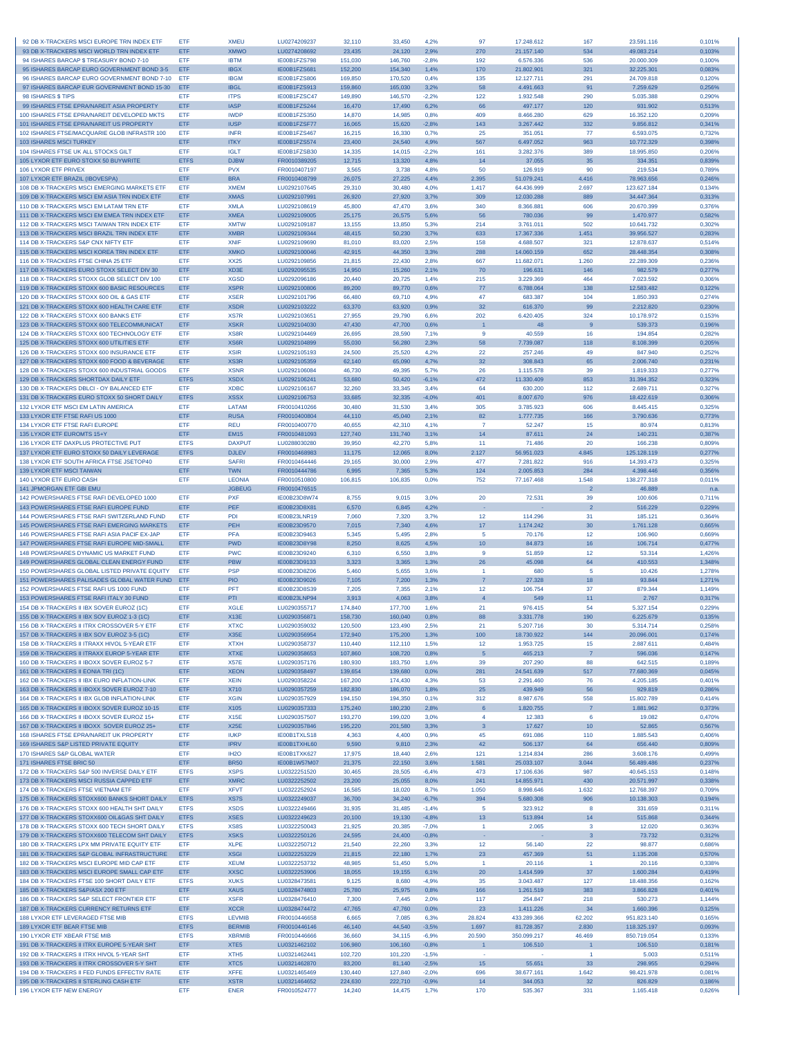| | | | | | | | | | | | |
|---|---|---|---|---|---|---|---|---|---|---|---|
| 92 DB X-TRACKERS MSCI EUROPE TRN INDEX ETF | ETF | XMEU | LU0274209237 | 32,110 | 33,450 | 4,2% | 97 | 17.248.612 | 167 | 23.591.116 | 0,101% |
| 93 DB X-TRACKERS MSCI WORLD TRN INDEX ETF | ETF | XMWO | LU0274208692 | 23,435 | 24,120 | 2,9% | 270 | 21.157.140 | 534 | 49.083.214 | 0,103% |
| 94 ISHARES BARCAP $ TREASURY BOND 7-10 | ETF | IBTM | IE00B1FZS798 | 151,030 | 146,760 | -2,8% | 192 | 6.576.336 | 536 | 20.000.309 | 0,100% |
| 95 ISHARES BARCAP EURO GOVERNMENT BOND 3-5 | ETF | IBGX | IE00B1FZS681 | 152,200 | 154,340 | 1,4% | 170 | 21.802.901 | 321 | 32.225.301 | 0,083% |
| 96 ISHARES BARCAP EURO GOVERNMENT BOND 7-10 | ETF | IBGM | IE00B1FZS806 | 169,850 | 170,520 | 0,4% | 135 | 12.127.711 | 291 | 24.709.818 | 0,120% |
| 97 ISHARES BARCAP EUR GOVERNMENT BOND 15-30 | ETF | IBGL | IE00B1FZS913 | 159,860 | 165,030 | 3,2% | 58 | 4.491.663 | 91 | 7.259.629 | 0,256% |
| 98 ISHARES $ TIPS | ETF | ITPS | IE00B1FZSC47 | 149,890 | 146,570 | -2,2% | 122 | 1.932.548 | 290 | 5.035.388 | 0,290% |
| 99 ISHARES FTSE EPRA/NAREIT ASIA PROPERTY | ETF | IASP | IE00B1FZS244 | 16,470 | 17,490 | 6,2% | 66 | 497.177 | 120 | 931.902 | 0,513% |
| 100 ISHARES FTSE EPRA/NAREIT DEVELOPED MKTS | ETF | IWDP | IE00B1FZS350 | 14,870 | 14,985 | 0,8% | 409 | 8.466.280 | 629 | 16.352.120 | 0,209% |
| 101 ISHARES FTSE EPRA/NAREIT US PROPERTY | ETF | IUSP | IE00B1FZSF77 | 16,065 | 15,620 | -2,8% | 143 | 3.267.442 | 332 | 9.856.812 | 0,341% |
| 102 ISHARES FTSE/MACQUARIE GLOB INFRASTR 100 | ETF | INFR | IE00B1FZS467 | 16,215 | 16,330 | 0,7% | 25 | 351.051 | 77 | 6.593.075 | 0,732% |
| 103 ISHARES MSCI TURKEY | ETF | ITKY | IE00B1FZS574 | 23,400 | 24,540 | 4,9% | 567 | 6.497.052 | 963 | 10.772.329 | 0,398% |
| 104 ISHARES FTSE UK ALL STOCKS GILT | ETF | IGLT | IE00B1FZSB30 | 14,335 | 14,015 | -2,2% | 161 | 3.282.376 | 389 | 18.995.850 | 0,206% |
| 105 LYXOR ETF EURO STOXX 50 BUYWRITE | ETFS | DJBW | FR0010389205 | 12,715 | 13,320 | 4,8% | 14 | 37.055 | 35 | 334.351 | 0,839% |
| 106 LYXOR ETF PRIVEX | ETF | PVX | FR0010407197 | 3,565 | 3,738 | 4,8% | 50 | 126.919 | 90 | 219.534 | 0,789% |
| 107 LYXOR ETF BRAZIL (IBOVESPA) | ETF | BRA | FR0010408799 | 26,075 | 27,225 | 4,4% | 2.395 | 51.079.241 | 4.416 | 78.963.656 | 0,246% |
| 108 DB X-TRACKERS MSCI EMERGING MARKETS ETF | ETF | XMEM | LU0292107645 | 29,310 | 30,480 | 4,0% | 1.417 | 64.436.999 | 2.697 | 123.627.184 | 0,134% |
| 109 DB X-TRACKERS MSCI EM ASIA TRN INDEX ETF | ETF | XMAS | LU0292107991 | 26,920 | 27,920 | 3,7% | 309 | 12.030.288 | 889 | 34.447.364 | 0,313% |
| 110 DB X-TRACKERS MSCI EM LATAM TRN ETF | ETF | XMLA | LU0292108619 | 45,800 | 47,470 | 3,6% | 340 | 8.366.881 | 606 | 20.670.399 | 0,376% |
| 111 DB X-TRACKERS MSCI EM EMEA TRN INDEX ETF | ETF | XMEA | LU0292109005 | 25,175 | 26,575 | 5,6% | 56 | 780.036 | 99 | 1.470.977 | 0,582% |
| 112 DB X-TRACKERS MSCI TAIWAN TRN INDEX ETF | ETF | XMTW | LU0292109187 | 13,155 | 13,850 | 5,3% | 214 | 3.761.011 | 502 | 10.641.732 | 0,302% |
| 113 DB X-TRACKERS MSCI BRAZIL TRN INDEX ETF | ETF | XMBR | LU0292109344 | 48,415 | 50,230 | 3,7% | 633 | 17.367.336 | 1.451 | 39.956.527 | 0,283% |
| 114 DB X-TRACKERS S&P CNX NIFTY ETF | ETF | XNIF | LU0292109690 | 81,010 | 83,020 | 2,5% | 158 | 4.688.507 | 321 | 12.878.637 | 0,514% |
| 115 DB X-TRACKERS MSCI KOREA TRN INDEX ETF | ETF | XMKO | LU0292100046 | 42,915 | 44,350 | 3,3% | 288 | 14.060.159 | 652 | 28.448.354 | 0,308% |
| 116 DB X-TRACKERS FTSE CHINA 25 ETF | ETF | XX25 | LU0292109856 | 21,815 | 22,430 | 2,8% | 667 | 11.682.071 | 1.260 | 22.289.309 | 0,236% |
| 117 DB X-TRACKERS EURO STOXX SELECT DIV 30 | ETF | XD3E | LU0292095535 | 14,950 | 15,260 | 2,1% | 70 | 196.631 | 146 | 982.579 | 0,277% |
| 118 DB X-TRACKERS STOXX GLOB SELECT DIV 100 | ETF | XGSD | LU0292096186 | 20,440 | 20,725 | 1,4% | 215 | 3.229.369 | 464 | 7.023.592 | 0,306% |
| 119 DB X-TRACKERS STOXX 600 BASIC RESOURCES | ETF | XSPR | LU0292100806 | 89,200 | 89,770 | 0,6% | 77 | 6.788.064 | 138 | 12.583.482 | 0,122% |
| 120 DB X-TRACKERS STOXX 600 OIL & GAS ETF | ETF | XSER | LU0292101796 | 66,480 | 69,710 | 4,9% | 47 | 683.387 | 104 | 1.850.393 | 0,274% |
| 121 DB X-TRACKERS STOXX 600 HEALTH CARE ETF | ETF | XSDR | LU0292103222 | 63,370 | 63,920 | 0,9% | 32 | 616.370 | 99 | 2.212.820 | 0,230% |
| 122 DB X-TRACKERS STOXX 600 BANKS ETF | ETF | XS7R | LU0292103651 | 27,955 | 29,790 | 6,6% | 202 | 6.420.405 | 324 | 10.178.972 | 0,153% |
| 123 DB X-TRACKERS STOXX 600 TELECOMMUNICAT | ETF | XSKR | LU0292104030 | 47,430 | 47,700 | 0,6% | 1 | 48 | 9 | 539.373 | 0,196% |
| 124 DB X-TRACKERS STOXX 600 TECHNOLOGY ETF | ETF | XS8R | LU0292104469 | 26,695 | 28,590 | 7,1% | 9 | 40.559 | 16 | 194.854 | 0,282% |
| 125 DB X-TRACKERS STOXX 600 UTILITIES ETF | ETF | XS6R | LU0292104899 | 55,030 | 56,280 | 2,3% | 58 | 7.739.087 | 118 | 8.108.399 | 0,205% |
| 126 DB X-TRACKERS STOXX 600 INSURANCE ETF | ETF | XSIR | LU0292105193 | 24,500 | 25,520 | 4,2% | 22 | 257.246 | 49 | 847.940 | 0,252% |
| 127 DB X-TRACKERS STOXX 600 FOOD & BEVERAGE | ETF | XS3R | LU0292105359 | 62,140 | 65,090 | 4,7% | 32 | 308.843 | 65 | 2.006.740 | 0,231% |
| 128 DB X-TRACKERS STOXX 600 INDUSTRIAL GOODS | ETF | XSNR | LU0292106084 | 46,730 | 49,395 | 5,7% | 26 | 1.115.578 | 39 | 1.819.333 | 0,277% |
| 129 DB X-TRACKERS SHORTDAX DAILY ETF | ETFS | XSDX | LU0292106241 | 53,680 | 50,420 | -6,1% | 472 | 11.330.409 | 853 | 31.394.352 | 0,323% |
| 130 DB X-TRACKERS DBLCI - OY BALANCED ETF | ETF | XDBC | LU0292106167 | 32,260 | 33,345 | 3,4% | 64 | 630.200 | 112 | 2.689.711 | 0,327% |
| 131 DB X-TRACKERS EURO STOXX 50 SHORT DAILY | ETFS | XSSX | LU0292106753 | 33,685 | 32,335 | -4,0% | 401 | 8.007.670 | 976 | 18.422.619 | 0,306% |
| 132 LYXOR ETF MSCI EM LATIN AMERICA | ETF | LATAM | FR0010410266 | 30,480 | 31,530 | 3,4% | 305 | 3.785.923 | 606 | 8.445.415 | 0,325% |
| 133 LYXOR ETF FTSE RAFI US 1000 | ETF | RUSA | FR0010400804 | 44,110 | 45,040 | 2,1% | 82 | 1.777.735 | 166 | 3.790.636 | 0,773% |
| 134 LYXOR ETF FTSE RAFI EUROPE | ETF | REU | FR0010400770 | 40,655 | 42,310 | 4,1% | 7 | 52.247 | 15 | 80.974 | 0,813% |
| 135 LYXOR ETF EUROMTS 15+Y | ETF | EM15 | FR0010481093 | 127,740 | 131,740 | 3,1% | 14 | 87.611 | 24 | 140.231 | 0,387% |
| 136 LYXOR ETF DAXPLUS PROTECTIVE PUT | ETFS | DAXPUT | LU0288030280 | 39,950 | 42,270 | 5,8% | 11 | 71.486 | 20 | 166.238 | 0,809% |
| 137 LYXOR ETF EURO STOXX 50 DAILY LEVERAGE | ETFS | DJLEV | FR0010468983 | 11,175 | 12,065 | 8,0% | 2.127 | 56.951.023 | 4.845 | 125.128.119 | 0,277% |
| 138 LYXOR ETF SOUTH AFRICA FTSE JSETOP40 | ETF | SAFRI | FR0010464446 | 29,165 | 30,000 | 2,9% | 477 | 7.281.822 | 916 | 14.393.473 | 0,325% |
| 139 LYXOR ETF MSCI TAIWAN | ETF | TWN | FR0010444786 | 6,995 | 7,365 | 5,3% | 124 | 2.005.853 | 284 | 4.398.446 | 0,356% |
| 140 LYXOR ETF EURO CASH | ETF | LEONIA | FR0010510800 | 106,815 | 106,835 | 0,0% | 752 | 77.167.468 | 1.548 | 138.277.318 | 0,011% |
| 141 JPMORGAN ETF GBI EMU | | JGBEUG | FR0010476515 | | | | | | 2 | 46.889 | n.a. |
| 142 POWERSHARES FTSE RAFI DEVELOPED 1000 | ETF | PXF | IE00B23D8W74 | 8,755 | 9,015 | 3,0% | 20 | 72.531 | 39 | 100.606 | 0,711% |
| 143 POWERSHARES FTSE RAFI EUROPE FUND | ETF | PEF | IE00B23D8X81 | 6,570 | 6,845 | 4,2% | - | - | 2 | 516.229 | 0,229% |
| 144 POWERSHARES FTSE RAFI SWITZERLAND FUND | ETF | PDI | IE00B23LNR19 | 7,060 | 7,320 | 3,7% | 12 | 114.296 | 31 | 185.121 | 0,364% |
| 145 POWERSHARES FTSE RAFI EMERGING MARKETS | ETF | PEH | IE00B23D9570 | 7,015 | 7,340 | 4,6% | 17 | 1.174.242 | 30 | 1.761.128 | 0,665% |
| 146 POWERSHARES FTSE RAFI ASIA PACIF EX-JAP | ETF | PFA | IE00B23D9463 | 5,345 | 5,495 | 2,8% | 5 | 70.176 | 12 | 106.960 | 0,669% |
| 147 POWERSHARES FTSE RAFI EUROPE MID-SMALL | ETF | PWD | IE00B23D8Y98 | 8,250 | 8,625 | 4,5% | 10 | 84.873 | 16 | 106.714 | 0,477% |
| 148 POWERSHARES DYNAMIC US MARKET FUND | ETF | PWC | IE00B23D9240 | 6,310 | 6,550 | 3,8% | 9 | 51.859 | 12 | 53.314 | 1,426% |
| 149 POWERSHARES GLOBAL CLEAN ENERGY FUND | ETF | PBW | IE00B23D9133 | 3,323 | 3,365 | 1,3% | 26 | 45.098 | 64 | 410.553 | 1,348% |
| 150 POWERSHARES GLOBAL LISTED PRIVATE EQUITY | ETF | PSP | IE00B23D8Z06 | 5,460 | 5,655 | 3,6% | 1 | 680 | 5 | 10.426 | 1,278% |
| 151 POWERSHARES PALISADES GLOBAL WATER FUND | ETF | PIO | IE00B23D9026 | 7,105 | 7,200 | 1,3% | 7 | 27.328 | 18 | 93.844 | 1,271% |
| 152 POWERSHARES FTSE RAFI US 1000 FUND | ETF | PFT | IE00B23D8S39 | 7,205 | 7,355 | 2,1% | 12 | 106.754 | 37 | 879.344 | 1,149% |
| 153 POWERSHARES FTSE RAFI ITALY 30 FUND | ETF | PTI | IE00B23LNP94 | 3,913 | 4,063 | 3,8% | 4 | 549 | 11 | 2.767 | 0,317% |
| 154 DB X-TRACKERS II IBX SOVER EUROZ (1C) | ETF | XGLE | LU0290355717 | 174,840 | 177,700 | 1,6% | 21 | 976.415 | 54 | 5.327.154 | 0,229% |
| 155 DB X-TRACKERS II IBX SOV EUROZ 1-3 (1C) | ETF | X13E | LU0290356871 | 158,730 | 160,040 | 0,8% | 88 | 3.331.778 | 190 | 6.225.679 | 0,135% |
| 156 DB X-TRACKERS II ITRX CROSSOVER 5-Y ETF | ETF | XTXC | LU0290359032 | 120,500 | 123,490 | 2,5% | 21 | 5.207.716 | 30 | 5.314.714 | 0,258% |
| 157 DB X-TRACKERS II IBX SOV EUROZ 3-5 (1C) | ETF | X35E | LU0290356954 | 172,940 | 175,200 | 1,3% | 100 | 18.730.922 | 144 | 20.096.001 | 0,174% |
| 158 DB X-TRACKERS II ITRAXX HIVOL 5-YEAR ETF | ETF | XTXH | LU0290358737 | 110,440 | 112,110 | 1,5% | 12 | 1.953.725 | 15 | 2.887.611 | 0,484% |
| 159 DB X-TRACKERS II ITRAXX EUROP 5-YEAR ETF | ETF | XTXE | LU0290358653 | 107,860 | 108,720 | 0,8% | 5 | 465.213 | 7 | 596.036 | 0,147% |
| 160 DB X-TRACKERS II IBOXX SOVER EUROZ 5-7 | ETF | X57E | LU0290357176 | 180,930 | 183,750 | 1,6% | 39 | 207.290 | 88 | 642.515 | 0,189% |
| 161 DB X-TRACKERS II EONIA TRI (1C) | ETF | XEON | LU0290358497 | 139,654 | 139,680 | 0,0% | 281 | 24.541.639 | 517 | 77.680.369 | 0,045% |
| 162 DB X-TRACKERS II IBX EURO INFLATION-LINK | ETF | XEIN | LU0290358224 | 167,200 | 174,430 | 4,3% | 53 | 2.291.460 | 76 | 4.205.185 | 0,401% |
| 163 DB X-TRACKERS II IBOXX SOVER EUROZ 7-10 | ETF | X710 | LU0290357259 | 182,830 | 186,070 | 1,8% | 25 | 439.949 | 56 | 929.819 | 0,286% |
| 164 DB X-TRACKERS II IBX GLOB INFLATION-LINK | ETF | XGIN | LU0290357929 | 194,150 | 194,350 | 0,1% | 312 | 8.987.676 | 558 | 15.802.789 | 0,414% |
| 165 DB X-TRACKERS II IBOXX SOVER EUROZ 10-15 | ETF | X105 | LU0290357333 | 175,240 | 180,230 | 2,8% | 6 | 1.820.755 | 7 | 1.881.962 | 0,373% |
| 166 DB X-TRACKERS II IBOXX SOVER EUROZ 15+ | ETF | X15E | LU0290357507 | 193,270 | 199,020 | 3,0% | 4 | 12.383 | 6 | 19.082 | 0,470% |
| 167 DB X-TRACKERS II IBOXX SOVER EUROZ 25+ | ETF | X25E | LU0290357846 | 195,220 | 201,580 | 3,3% | 3 | 17.627 | 10 | 52.865 | 0,507% |
| 168 ISHARES FTSE EPRA/NAREIT UK PROPERTY | ETF | IUKP | IE00B1TXLS18 | 4,363 | 4,400 | 0,9% | 45 | 691.086 | 110 | 1.885.543 | 0,406% |
| 169 ISHARES S&P LISTED PRIVATE EQUITY | ETF | IPRV | IE00B1TXHL60 | 9,590 | 9,810 | 2,3% | 42 | 506.137 | 64 | 656.440 | 0,809% |
| 170 ISHARES S&P GLOBAL WATER | ETF | IH2O | IE00B1TXK627 | 17,975 | 18,440 | 2,6% | 121 | 1.214.834 | 286 | 3.608.176 | 0,499% |
| 171 ISHARES FTSE BRIC 50 | ETF | BR50 | IE00B1W57M07 | 21,375 | 22,150 | 3,6% | 1.581 | 25.033.107 | 3.044 | 56.489.486 | 0,237% |
| 172 DB X-TRACKERS S&P 500 INVERSE DAILY ETF | ETFS | XSPS | LU0322251520 | 30,465 | 28,505 | -6,4% | 473 | 17.106.636 | 987 | 40.645.153 | 0,148% |
| 173 DB X-TRACKERS MSCI RUSSIA CAPPED ETF | ETF | XMRC | LU0322252502 | 23,200 | 25,055 | 8,0% | 241 | 14.855.971 | 430 | 20.571.997 | 0,338% |
| 174 DB X-TRACKERS FTSE VIETNAM ETF | ETF | XFVT | LU0322252924 | 16,585 | 18,020 | 8,7% | 1.050 | 8.998.646 | 1.632 | 12.768.397 | 0,709% |
| 175 DB X-TRACKERS STOXX600 BANKS SHORT DAILY | ETFS | XS7S | LU0322249037 | 36,700 | 34,240 | -6,7% | 394 | 5.680.308 | 906 | 10.138.303 | 0,194% |
| 176 DB X-TRACKERS STOXX 600 HEALTH SHT DAILY | ETFS | XSDS | LU0322249466 | 31,935 | 31,485 | -1,4% | 5 | 323.912 | 8 | 331.659 | 0,311% |
| 177 DB X-TRACKERS STOXX600 OIL&GAS SHT DAILY | ETFS | XSES | LU0322249623 | 20,100 | 19,130 | -4,8% | 13 | 513.894 | 14 | 515.868 | 0,344% |
| 178 DB X-TRACKERS STOXX 600 TECH SHORT DAILY | ETFS | XS8S | LU0322250043 | 21,925 | 20,385 | -7,0% | 1 | 2.065 | 3 | 12.020 | 0,363% |
| 179 DB X-TRACKERS STOXX600 TELECOM SHT DAILY | ETFS | XSKS | LU0322250126 | 24,595 | 24,400 | -0,8% | - | - | 3 | 73.732 | 0,312% |
| 180 DB X-TRACKERS LPX MM PRIVATE EQUITY ETF | ETF | XLPE | LU0322250712 | 21,540 | 22,260 | 3,3% | 12 | 56.140 | 22 | 98.877 | 0,686% |
| 181 DB X-TRACKERS S&P GLOBAL INFRASTRUCTURE | ETF | XSGI | LU0322253229 | 21,815 | 22,180 | 1,7% | 23 | 457.369 | 51 | 1.135.208 | 0,570% |
| 182 DB X-TRACKERS MSCI EUROPE MID CAP ETF | ETF | XEUM | LU0322253732 | 48,985 | 51,450 | 5,0% | 1 | 20.116 | 1 | 20.116 | 0,338% |
| 183 DB X-TRACKERS MSCI EUROPE SMALL CAP ETF | ETF | XXSC | LU0322253906 | 18,055 | 19,155 | 6,1% | 20 | 1.414.599 | 37 | 1.600.284 | 0,419% |
| 184 DB X-TRACKERS FTSE 100 SHORT DAILY ETF | ETFS | XUKS | LU0328473581 | 9,125 | 8,680 | -4,9% | 35 | 3.043.487 | 127 | 18.488.356 | 0,162% |
| 185 DB X-TRACKERS S&P/ASX 200 ETF | ETF | XAUS | LU0328474803 | 25,780 | 25,975 | 0,8% | 166 | 1.261.519 | 383 | 3.866.828 | 0,401% |
| 186 DB X-TRACKERS S&P SELECT FRONTIER ETF | ETF | XSFR | LU0328476410 | 7,300 | 7,445 | 2,0% | 117 | 254.847 | 218 | 530.273 | 1,144% |
| 187 DB X-TRACKERS CURRENCY RETURNS ETF | ETF | XCCR | LU0328474472 | 47,765 | 47,760 | 0,0% | 23 | 1.411.226 | 34 | 1.660.396 | 0,125% |
| 188 LYXOR ETF LEVERAGED FTSE MIB | ETFS | LEVMIB | FR0010446658 | 6,665 | 7,085 | 6,3% | 28.824 | 433.289.366 | 62.202 | 951.823.140 | 0,165% |
| 189 LYXOR ETF BEAR FTSE MIB | ETFS | BERMIB | FR0010446146 | 46,140 | 44,540 | -3,5% | 1.697 | 81.728.357 | 2.830 | 118.325.197 | 0,093% |
| 190 LYXOR ETF XBEAR FTSE MIB | ETFS | XBRMIB | FR0010446666 | 36,660 | 34,115 | -6,9% | 20.590 | 350.099.217 | 46.469 | 850.719.054 | 0,133% |
| 191 DB X-TRACKERS II ITRX EUROPE 5-YEAR SHT | ETF | XTE5 | LU0321462102 | 106,980 | 106,160 | -0,8% | 1 | 106.510 | 1 | 106.510 | 0,181% |
| 192 DB X-TRACKERS II ITRX HIVOL 5-YEAR SHT | ETF | XTH5 | LU0321462441 | 102,720 | 101,220 | -1,5% | - | - | 1 | 5.003 | 0,511% |
| 193 DB X-TRACKERS II ITRX CROSSOVER 5-Y SHT | ETF | XTC5 | LU0321462870 | 83,200 | 81,140 | -2,5% | 15 | 55.651 | 33 | 298.955 | 0,294% |
| 194 DB X-TRACKERS II FED FUNDS EFFECTIV RATE | ETF | XFFE | LU0321465469 | 130,440 | 127,840 | -2,0% | 696 | 38.677.161 | 1.642 | 98.421.978 | 0,081% |
| 195 DB X-TRACKERS II STERLING CASH ETF | ETF | XSTR | LU0321464652 | 224,630 | 222,710 | -0,9% | 14 | 344.053 | 32 | 826.829 | 0,186% |
| 196 LYXOR ETF NEW ENERGY | ETF | ENER | FR0010524777 | 14,240 | 14,475 | 1,7% | 170 | 535.367 | 331 | 1.165.418 | 0,626% |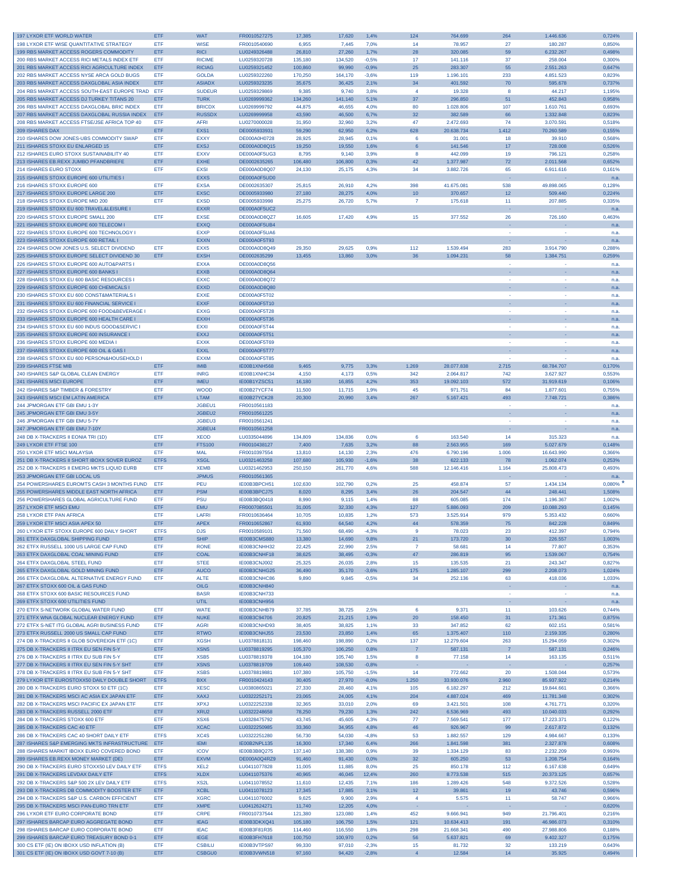| | | | | | | | | | | | |
|---|---|---|---|---|---|---|---|---|---|---|---|
| 197 LYXOR ETF WORLD WATER | ETF | WAT | FR0010527275 | 17,385 | 17,620 | 1,4% | 124 | 764.699 | 264 | 1.446.636 | 0,724% |
| 198 LYXOR ETF WISE QUANTITATIVE STRATEGY | ETF | WISE | FR0010540690 | 6,955 | 7,445 | 7,0% | 14 | 78.957 | 27 | 180.287 | 0,850% |
| 199 RBS MARKET ACCESS ROGERS COMMODITY | ETF | RICI | LU0249326488 | 26,810 | 27,260 | 1,7% | 28 | 320.085 | 59 | 6.232.267 | 0,498% |
| 200 RBS MARKET ACCESS RICI METALS INDEX ETF | ETF | RICIME | LU0259320728 | 135,180 | 134,520 | -0,5% | 17 | 141.116 | 37 | 258.004 | 0,300% |
| 201 RBS MARKET ACCESS RICI AGRICULTURE INDEX | ETF | RICIAG | LU0259321452 | 100,860 | 99,990 | -0,9% | 25 | 283.307 | 55 | 2.551.263 | 0,647% |
| 202 RBS MARKET ACCESS NYSE ARCA GOLD BUGS | ETF | GOLDA | LU0259322260 | 170,250 | 164,170 | -3,6% | 119 | 1.196.101 | 233 | 4.851.523 | 0,823% |
| 203 RBS MARKET ACCESS DAXGLOBAL ASIA INDEX | ETF | ASIADX | LU0259323235 | 35,675 | 36,425 | 2,1% | 34 | 401.592 | 70 | 595.678 | 0,737% |
| 204 RBS MARKET ACCESS SOUTH-EAST EUROPE TRAD | ETF | SUDEUR | LU0259329869 | 9,385 | 9,740 | 3,8% | 4 | 19.328 | 8 | 44.217 | 1,195% |
| 205 RBS MARKET ACCESS DJ TURKEY TITANS 20 | ETF | TURK | LU0269999362 | 134,260 | 141,140 | 5,1% | 37 | 296.850 | 51 | 452.843 | 0,958% |
| 206 RBS MARKET ACCESS DAXGLOBAL BRIC INDEX | ETF | BRICDX | LU0269999792 | 44,875 | 46,655 | 4,0% | 80 | 1.028.806 | 107 | 1.610.761 | 0,693% |
| 207 RBS MARKET ACCESS DAXGLOBAL RUSSIA INDEX | ETF | RUSSDX | LU0269999958 | 43,590 | 46,500 | 6,7% | 32 | 382.589 | 66 | 1.332.848 | 0,823% |
| 208 RBS MARKET ACCESS FTSE/JSE AFRICA TOP 40 | ETF | AFRI | LU0270000028 | 31,950 | 32,960 | 3,2% | 47 | 2.472.693 | 74 | 3.070.591 | 0,518% |
| 209 ISHARES DAX | ETF | EXS1 | DE0005933931 | 59,290 | 62,950 | 6,2% | 628 | 20.638.734 | 1.412 | 70.260.589 | 0,155% |
| 210 ISHARES DOW JONES-UBS COMMODITY SWAP | ETF | EXXY | DE000A0H0728 | 28,925 | 28,945 | 0,1% | 6 | 31.001 | 18 | 39.910 | 0,568% |
| 211 ISHARES STOXX EU ENLARGED 15 | ETF | EXSJ | DE000A0D8Q15 | 19,250 | 19,550 | 1,6% | 6 | 141.546 | 17 | 728.008 | 0,526% |
| 212 ISHARES EURO STOXX SUSTAINABILITY 40 | ETF | EXXV | DE000A0F5UG3 | 8,795 | 9,140 | 3,9% | 8 | 442.099 | 19 | 796.121 | 0,258% |
| 213 ISHARES EB.REXX JUMBO PFANDBRIEFE | ETF | EXHE | DE0002635265 | 106,480 | 106,800 | 0,3% | 42 | 1.377.987 | 72 | 2.011.568 | 0,652% |
| 214 ISHARES EURO STOXX | ETF | EXSI | DE000A0D8Q07 | 24,130 | 25,175 | 4,3% | 34 | 3.882.726 | 65 | 6.911.616 | 0,161% |
| 215 ISHARES STOXX EUROPE 600 UTILITIES I | | EXXS | DE000A0F5UD0 | | | | | | - | - | n.a. |
| 216 ISHARES STOXX EUROPE 600 | ETF | EXSA | DE0002635307 | 25,815 | 26,910 | 4,2% | 398 | 41.675.081 | 538 | 49.898.065 | 0,128% |
| 217 ISHARES STOXX EUROPE LARGE 200 | ETF | EXSC | DE0005933980 | 27,180 | 28,275 | 4,0% | 10 | 370.657 | 12 | 509.440 | 0,224% |
| 218 ISHARES STOXX EUROPE MID 200 | ETF | EXSD | DE0005933998 | 25,275 | 26,720 | 5,7% | 7 | 175.618 | 11 | 207.885 | 0,335% |
| 219 ISHARES STOXX EU 600 TRAVEL&LEISURE I | | EXXR | DE000A0F5UC2 | | | | | | - | - | n.a. |
| 220 ISHARES STOXX EUROPE SMALL 200 | ETF | EXSE | DE000A0D8QZ7 | 16,605 | 17,420 | 4,9% | 15 | 377.552 | 26 | 726.160 | 0,463% |
| 221 ISHARES STOXX EUROPE 600 TELECOM I | | EXXQ | DE000A0F5UB4 | | | | | | - | - | n.a. |
| 222 ISHARES STOXX EUROPE 600 TECHNOLOGY I | | EXXP | DE000A0F5UA6 | | | | | | - | - | n.a. |
| 223 ISHARES STOXX EUROPE 600 RETAIL I | | EXXN | DE000A0F5T93 | | | | | | - | - | n.a. |
| 224 ISHARES DOW JONES U.S. SELECT DIVIDEND | ETF | EXX5 | DE000A0D8Q49 | 29,350 | 29,625 | 0,9% | 112 | 1.539.494 | 283 | 3.914.790 | 0,288% |
| 225 ISHARES STOXX EUROPE SELECT DIVIDEND 30 | ETF | EXSH | DE0002635299 | 13,455 | 13,860 | 3,0% | 36 | 1.094.231 | 58 | 1.384.751 | 0,259% |
| 226 ISHARES STOXX EUROPE 600 AUTO&PARTS I | | EXXA | DE000A0D8Q56 | | | | | | - | - | n.a. |
| 227 ISHARES STOXX EUROPE 600 BANKS I | | EXXB | DE000A0D8Q64 | | | | | | - | - | n.a. |
| 228 ISHARES STOXX EU 600 BASIC RESOURCES I | | EXXC | DE000A0D8Q72 | | | | | | - | - | n.a. |
| 229 ISHARES STOXX EUROPE 600 CHEMICALS I | | EXXD | DE000A0D8Q80 | | | | | | - | - | n.a. |
| 230 ISHARES STOXX EU 600 CONST&MATERIALS I | | EXXE | DE000A0F5T02 | | | | | | - | - | n.a. |
| 231 ISHARES STOXX EU 600 FINANCIAL SERVICE I | | EXXF | DE000A0F5T10 | | | | | | - | - | n.a. |
| 232 ISHARES STOXX EUROPE 600 FOOD&BEVERAGE I | | EXXG | DE000A0F5T28 | | | | | | - | - | n.a. |
| 233 ISHARES STOXX EUROPE 600 HEALTH CARE I | | EXXH | DE000A0F5T36 | | | | | | - | - | n.a. |
| 234 ISHARES STOXX EU 600 INDUS GOOD&SERVIC I | | EXXI | DE000A0F5T44 | | | | | | - | - | n.a. |
| 235 ISHARES STOXX EUROPE 600 INSURANCE I | | EXXJ | DE000A0F5T51 | | | | | | - | - | n.a. |
| 236 ISHARES STOXX EUROPE 600 MEDIA I | | EXXK | DE000A0F5T69 | | | | | | - | - | n.a. |
| 237 ISHARES STOXX EUROPE 600 OIL & GAS I | | EXXL | DE000A0F5T77 | | | | | | - | - | n.a. |
| 238 ISHARES STOXX EU 600 PERSON&HOUSEHOLD I | | EXXM | DE000A0F5T85 | | | | | | - | - | n.a. |
| 239 ISHARES FTSE MIB | ETF | IMIB | IE00B1XNH568 | 9,465 | 9,775 | 3,3% | 1.269 | 28.077.838 | 2.715 | 68.784.707 | 0,170% |
| 240 ISHARES S&P GLOBAL CLEAN ENERGY | ETF | INRG | IE00B1XNHC34 | 4,150 | 4,173 | 0,5% | 342 | 2.064.817 | 742 | 3.627.927 | 0,553% |
| 241 ISHARES MSCI EUROPE | ETF | IMEU | IE00B1YZSC51 | 16,180 | 16,855 | 4,2% | 353 | 19.092.103 | 572 | 31.919.619 | 0,106% |
| 242 ISHARES S&P TIMBER & FORESTRY | ETF | WOOD | IE00B27YCF74 | 11,500 | 11,715 | 1,9% | 45 | 971.751 | 84 | 1.877.601 | 0,755% |
| 243 ISHARES MSCI EM LATIN AMERICA | ETF | LTAM | IE00B27YCK28 | 20,300 | 20,990 | 3,4% | 267 | 5.167.421 | 493 | 7.748.721 | 0,386% |
| 244 JPMORGAN ETF GBI EMU 1-3Y | | JGBEU1 | FR0010561183 | | | | | | - | - | n.a. |
| 245 JPMORGAN ETF GBI EMU 3-5Y | | JGBEU2 | FR0010561225 | | | | | | - | - | n.a. |
| 246 JPMORGAN ETF GBI EMU 5-7Y | | JGBEU3 | FR0010561241 | | | | | | - | - | n.a. |
| 247 JPMORGAN ETF GBI EMU 7-10Y | | JGBEU4 | FR0010561258 | | | | | | - | - | n.a. |
| 248 DB X-TRACKERS II EONIA TRI (1D) | ETF | XEOD | LU0335044896 | 134,809 | 134,836 | 0,0% | 6 | 163.540 | 14 | 315.323 | n.a. |
| 249 LYXOR ETF FTSE 100 | ETF | FTS100 | FR0010438127 | 7,400 | 7,635 | 3,2% | 88 | 2.563.955 | 169 | 5.027.679 | 0,148% |
| 250 LYXOR ETF MSCI MALAYSIA | ETF | MAL | FR0010397554 | 13,810 | 14,130 | 2,3% | 476 | 6.790.196 | 1.006 | 16.643.990 | 0,366% |
| 251 DB X-TRACKERS II SHORT IBOXX SOVER EUROZ | ETFS | XSGL | LU0321463258 | 107,680 | 105,930 | -1,6% | 38 | 622.133 | 78 | 1.062.074 | 0,253% |
| 252 DB X-TRACKERS II EMERG MKTS LIQUID EURB | ETF | XEMB | LU0321462953 | 250,150 | 261,770 | 4,6% | 588 | 12.146.416 | 1.164 | 25.808.473 | 0,493% |
| 253 JPMORGAN ETF GBI LOCAL US | | JPMUS | FR0010561365 | | | | | | - | - | n.a. |
| 254 POWERSHARES EUROMTS CASH 3 MONTHS FUND | ETF | PEU | IE00B3BPCH51 | 102,630 | 102,790 | 0,2% | 25 | 458.874 | 57 | 1.434.134 | 0,080% * |
| 255 POWERSHARES MIDDLE EAST NORTH AFRICA | ETF | PSM | IE00B3BPCJ75 | 8,020 | 8,295 | 3,4% | 26 | 204.547 | 44 | 248.441 | 1,508% |
| 256 POWERSHARES GLOBAL AGRICULTURE FUND | ETF | PSU | IE00B3BQ0418 | 8,990 | 9,115 | 1,4% | 88 | 605.085 | 174 | 1.196.367 | 1,002% |
| 257 LYXOR ETF MSCI EMU | ETF | EMU | FR0007085501 | 31,005 | 32,330 | 4,3% | 127 | 5.886.093 | 209 | 10.088.293 | 0,145% |
| 258 LYXOR ETF PAN AFRICA | ETF | LAFRI | FR0010636464 | 10,705 | 10,835 | 1,2% | 573 | 3.525.914 | 979 | 5.353.432 | 0,660% |
| 259 LYXOR ETF MSCI ASIA APEX 50 | ETF | APEX | FR0010652867 | 61,930 | 64,540 | 4,2% | 44 | 578.359 | 75 | 842.228 | 0,849% |
| 260 LYXOR ETF STOXX EUROPE 600 DAILY SHORT | ETFS | DJS | FR0010589101 | 71,560 | 68,490 | -4,3% | 9 | 78.023 | 23 | 412.397 | 0,794% |
| 261 ETFX DAXGLOBAL SHIPPING FUND | ETF | SHIP | IE00B3CMS880 | 13,380 | 14,690 | 9,8% | 21 | 173.720 | 30 | 226.557 | 1,003% |
| 262 ETFX RUSSELL 1000 US LARGE CAP FUND | ETF | RONE | IE00B3CNHH32 | 22,425 | 22,990 | 2,5% | 7 | 58.681 | 14 | 77.807 | 0,353% |
| 263 ETFX DAXGLOBAL COAL MINING FUND | ETF | COAL | IE00B3CNHF18 | 38,625 | 38,495 | -0,3% | 47 | 286.819 | 95 | 1.539.067 | 0,754% |
| 264 ETFX DAXGLOBAL STEEL FUND | ETF | STEE | IE00B3CNJ002 | 25,325 | 26,035 | 2,8% | 15 | 135.535 | 21 | 243.347 | 0,827% |
| 265 ETFX DAXGLOBAL GOLD MINING FUND | ETF | AUCO | IE00B3CNHG25 | 36,490 | 35,170 | -3,6% | 175 | 1.285.107 | 299 | 2.208.073 | 1,024% |
| 266 ETFX DAXGLOBAL ALTERNATIVE ENERGY FUND | ETF | ALTE | IE00B3CNHC86 | 9,890 | 9,845 | -0,5% | 34 | 252.136 | 63 | 418.036 | 1,033% |
| 267 ETFX STOXX 600 OIL & GAS FUND | | OILG | IE00B3CNH840 | | | | | | - | - | n.a. |
| 268 ETFX STOXX 600 BASIC RESOURCES FUND | | BASR | IE00B3CNH733 | | | | | | - | - | n.a. |
| 269 ETFX STOXX 600 UTILITIES FUND | | UTIL | IE00B3CNH956 | | | | | | - | - | n.a. |
| 270 ETFX S-NETWORK GLOBAL WATER FUND | ETF | WATE | IE00B3CNHB79 | 37,785 | 38,725 | 2,5% | 6 | 9.371 | 11 | 103.626 | 0,744% |
| 271 ETFX WNA GLOBAL NUCLEAR ENERGY FUND | ETF | NUKE | IE00B3C94706 | 20,825 | 21,215 | 1,9% | 20 | 158.450 | 31 | 171.361 | 0,875% |
| 272 ETFX S-NET ITG GLOBAL AGRI BUSINESS FUND | ETF | AGRI | IE00B3CNHD93 | 38,405 | 38,825 | 1,1% | 33 | 347.852 | 62 | 602.151 | 0,581% |
| 273 ETFX RUSSELL 2000 US SMALL CAP FUND | ETF | RTWO | IE00B3CNHJ55 | 23,530 | 23,850 | 1,4% | 65 | 1.375.407 | 110 | 2.159.335 | 0,280% |
| 274 DB X-TRACKERS II GLOB SOVEREIGN ETF (1C) | ETF | XGSH | LU0378818131 | 198,460 | 198,890 | 0,2% | 137 | 12.279.604 | 263 | 15.294.059 | 0,302% |
| 275 DB X-TRACKERS II ITRX EU SEN FIN 5-Y | ETF | XSN5 | LU0378819295 | 105,370 | 106,250 | 0,8% | 7 | 587.131 | 7 | 587.131 | 0,246% |
| 276 DB X-TRACKERS II ITRX EU SUB FIN 5-Y | ETF | XSB5 | LU0378819378 | 104,180 | 105,740 | 1,5% | 8 | 77.158 | 14 | 163.135 | 0,511% |
| 277 DB X-TRACKERS II ITRX EU SEN FIN 5-Y SHT | ETF | XSNS | LU0378819709 | 109,440 | 108,530 | -0,8% | - | - | - | - | 0,257% |
| 278 DB X-TRACKERS II ITRX EU SUB FIN 5-Y SHT | ETF | XSBS | LU0378819881 | 107,380 | 105,750 | -1,5% | 14 | 772.662 | 20 | 1.508.044 | 0,573% |
| 279 LYXOR ETF EUROSTOXX50 DAILY DOUBLE SHORT | ETFS | BXX | FR0010424143 | 30,405 | 27,970 | -8,0% | 1.250 | 33.930.076 | 2.960 | 85.937.922 | 0,214% |
| 280 DB X-TRACKERS EURO STOXX 50 ETF (1C) | ETF | XESC | LU0380865021 | 27,330 | 28,460 | 4,1% | 105 | 6.182.297 | 212 | 19.844.661 | 0,366% |
| 281 DB X-TRACKERS MSCI AC ASIA EX JAPAN ETF | ETF | XAXJ | LU0322252171 | 23,065 | 24,005 | 4,1% | 204 | 4.887.024 | 469 | 11.781.348 | 0,302% |
| 282 DB X-TRACKERS MSCI PACIFIC EX JAPAN ETF | ETF | XPXJ | LU0322252338 | 32,365 | 33,010 | 2,0% | 69 | 3.421.501 | 108 | 4.761.771 | 0,320% |
| 283 DB X-TRACKERS RUSSELL 2000 ETF | ETF | XRU2 | LU0322248658 | 78,250 | 79,230 | 1,3% | 242 | 6.536.969 | 493 | 10.040.033 | 0,292% |
| 284 DB X-TRACKERS STOXX 600 ETF | ETF | XSX6 | LU0328475792 | 43,745 | 45,605 | 4,3% | 77 | 7.569.541 | 177 | 17.223.371 | 0,122% |
| 285 DB X-TRACKERS CAC 40 ETF | ETF | XCAC | LU0322250985 | 33,360 | 34,955 | 4,8% | 46 | 926.967 | 99 | 2.617.872 | 0,132% |
| 286 DB X-TRACKERS CAC 40 SHORT DAILY ETF | ETFS | XC4S | LU0322251280 | 56,730 | 54,030 | -4,8% | 53 | 1.882.557 | 129 | 4.984.667 | 0,133% |
| 287 ISHARES S&P EMERGING MKTS INFRASTRUCTURE | ETF | IEMI | IE00B2NPL135 | 16,300 | 17,340 | 6,4% | 266 | 1.841.598 | 381 | 2.327.878 | 0,608% |
| 288 ISHARES MARKIT IBOXX EURO COVERED BOND | ETF | ICOV | IE00B3B8Q275 | 137,140 | 138,380 | 0,9% | 39 | 1.334.129 | 83 | 2.232.209 | 0,993% |
| 289 ISHARES EB.REXX MONEY MARKET (DE) | ETF | EXVM | DE000A0Q4RZ9 | 91,460 | 91,430 | 0,0% | 32 | 605.250 | 53 | 1.208.754 | 0,164% |
| 290 DB X-TRACKERS EURO STOXX50 LEV DAILY ETF | ETFS | XEL2 | LU0411077828 | 11,005 | 11,885 | 8,0% | 25 | 850.178 | 112 | 6.167.638 | 0,649% |
| 291 DB X-TRACKERS LEVDAX DAILY ETF | ETFS | XLDX | LU0411075376 | 40,965 | 46,045 | 12,4% | 260 | 8.773.538 | 515 | 20.373.125 | 0,657% |
| 292 DB X-TRACKERS S&P 500 2X LEV DAILY ETF | ETFS | XS2L | LU0411078552 | 11,610 | 12,435 | 7,1% | 186 | 1.289.426 | 548 | 9.372.526 | 0,528% |
| 293 DB X-TRACKERS DB COMMODITY BOOSTER ETF | ETF | XCBL | LU0411078123 | 17,345 | 17,885 | 3,1% | 12 | 39.861 | 19 | 43.746 | 0,596% |
| 294 DB X-TRACKERS S&P U.S. CARBON EFFICIENT | ETF | XGRC | LU0411076002 | 9,625 | 9,900 | 2,9% | 4 | 5.575 | 11 | 58.747 | 0,966% |
| 295 DB X-TRACKERS MSCI PAN-EURO TRN ETF | ETF | XMPE | LU0412624271 | 11,740 | 12,205 | 4,0% | - | - | - | - | 0,620% |
| 296 LYXOR ETF EURO CORPORATE BOND | ETF | CRPE | FR0010737544 | 121,380 | 123,080 | 1,4% | 452 | 9.666.941 | 949 | 21.796.401 | 0,216% |
| 297 ISHARES BARCAP EURO AGGREGATE BOND | ETF | IEAG | IE00B3DKXQ41 | 105,180 | 106,750 | 1,5% | 121 | 10.634.413 | 191 | 46.986.073 | 0,310% |
| 298 ISHARES BARCAP EURO CORPORATE BOND | ETF | IEAC | IE00B3F81R35 | 114,460 | 116,550 | 1,8% | 298 | 21.668.341 | 490 | 27.988.806 | 0,188% |
| 299 ISHARES BARCAP EURO TREASURY BOND 0-1 | ETF | IEGE | IE00B3FH7618 | 100,750 | 100,970 | 0,2% | 56 | 5.637.821 | 69 | 9.402.327 | 0,175% |
| 300 CS ETF (IE) ON IBOXX USD INFLATION (B) | ETF | CSBILU | IE00B3VTPS97 | 99,330 | 97,010 | -2,3% | 15 | 81.732 | 32 | 133.219 | 0,643% |
| 301 CS ETF (IE) ON IBOXX USD GOVT 7-10 (B) | ETF | CSBGU0 | IE00B3VWN518 | 97,160 | 94,420 | -2,8% | 4 | 12.584 | 14 | 35.925 | 0,494% |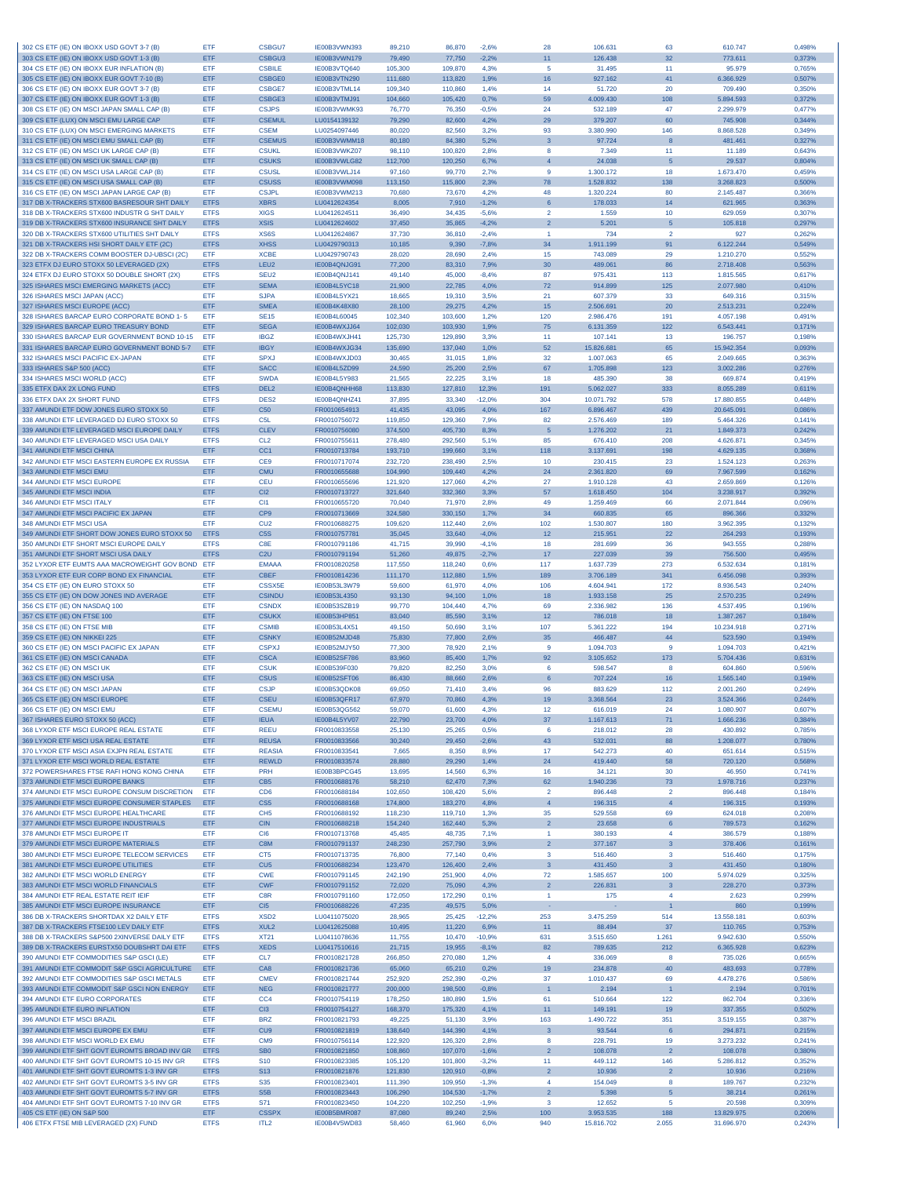| | | | | | | | | | | | |
|---|---|---|---|---|---|---|---|---|---|---|---|
| 302 CS ETF (IE) ON IBOXX USD GOVT 3-7 (B) | ETF | CSBGU7 | IE00B3VWN393 | 89,210 | 86,870 | -2,6% | 28 | 106.631 | 63 | 610.747 | 0,498% |
| 303 CS ETF (IE) ON IBOXX USD GOVT 1-3 (B) | ETF | CSBGU3 | IE00B3VWN179 | 79,490 | 77,750 | -2,2% | 11 | 126.438 | 32 | 773.611 | 0,373% |
| 304 CS ETF (IE) ON IBOXX EUR INFLATION (B) | ETF | CSBILE | IE00B3VTQ640 | 105,300 | 109,870 | 4,3% | 5 | 31.495 | 11 | 95.979 | 0,765% |
| 305 CS ETF (IE) ON IBOXX EUR GOVT 7-10 (B) | ETF | CSBGE0 | IE00B3VTN290 | 111,680 | 113,820 | 1,9% | 16 | 927.162 | 41 | 6.366.929 | 0,507% |
| 306 CS ETF (IE) ON IBOXX EUR GOVT 3-7 (B) | ETF | CSBGE7 | IE00B3VTML14 | 109,340 | 110,860 | 1,4% | 14 | 51.720 | 20 | 709.490 | 0,350% |
| 307 CS ETF (IE) ON IBOXX EUR GOVT 1-3 (B) | ETF | CSBGE3 | IE00B3VTMJ91 | 104,660 | 105,420 | 0,7% | 59 | 4.009.430 | 108 | 5.894.593 | 0,372% |
| 308 CS ETF (IE) ON MSCI JAPAN SMALL CAP (B) | ETF | CSJPS | IE00B3VWMK93 | 76,770 | 76,350 | -0,5% | 24 | 532.189 | 47 | 2.299.979 | 0,477% |
| 309 CS ETF (LUX) ON MSCI EMU LARGE CAP | ETF | CSEMUL | LU0154139132 | 79,290 | 82,600 | 4,2% | 29 | 379.207 | 60 | 745.908 | 0,344% |
| 310 CS ETF (LUX) ON MSCI EMERGING MARKETS | ETF | CSEM | LU0254097446 | 80,020 | 82,560 | 3,2% | 93 | 3.380.990 | 146 | 8.868.528 | 0,349% |
| 311 CS ETF (IE) ON MSCI EMU SMALL CAP (B) | ETF | CSEMUS | IE00B3VWMM18 | 80,180 | 84,380 | 5,2% | 3 | 97.724 | 8 | 481.461 | 0,327% |
| 312 CS ETF (IE) ON MSCI UK LARGE CAP (B) | ETF | CSUKL | IE00B3VWKZ07 | 98,110 | 100,820 | 2,8% | 8 | 7.349 | 11 | 11.189 | 0,643% |
| 313 CS ETF (IE) ON MSCI UK SMALL CAP (B) | ETF | CSUKS | IE00B3VWLG82 | 112,700 | 120,250 | 6,7% | 4 | 24.038 | 5 | 29.537 | 0,804% |
| 314 CS ETF (IE) ON MSCI USA LARGE CAP (B) | ETF | CSUSL | IE00B3VWLJ14 | 97,160 | 99,770 | 2,7% | 9 | 1.300.172 | 18 | 1.673.470 | 0,459% |
| 315 CS ETF (IE) ON MSCI USA SMALL CAP (B) | ETF | CSUSS | IE00B3VWM098 | 113,150 | 115,800 | 2,3% | 78 | 1.528.832 | 138 | 3.268.823 | 0,500% |
| 316 CS ETF (IE) ON MSCI JAPAN LARGE CAP (B) | ETF | CSJPL | IE00B3VWM213 | 70,680 | 73,670 | 4,2% | 48 | 1.320.224 | 80 | 2.145.487 | 0,366% |
| 317 DB X-TRACKERS STX600 BASRESOUR SHT DAILY | ETFS | XBRS | LU0412624354 | 8,005 | 7,910 | -1,2% | 6 | 178.033 | 14 | 621.965 | 0,363% |
| 318 DB X-TRACKERS STX600 INDUSTR G SHT DAILY | ETFS | XIGS | LU0412624511 | 36,490 | 34,435 | -5,6% | 2 | 1.559 | 10 | 629.059 | 0,307% |
| 319 DB X-TRACKERS STX600 INSURANCE SHT DAILY | ETFS | XSIS | LU0412624602 | 37,450 | 35,865 | -4,2% | 2 | 5.201 | 5 | 105.818 | 0,297% |
| 320 DB X-TRACKERS STX600 UTILITIES SHT DAILY | ETFS | XS6S | LU0412624867 | 37,730 | 36,810 | -2,4% | 1 | 734 | 2 | 927 | 0,262% |
| 321 DB X-TRACKERS HSI SHORT DAILY ETF (2C) | ETFS | XHSS | LU0429790313 | 10,185 | 9,390 | -7,8% | 34 | 1.911.199 | 91 | 6.122.244 | 0,549% |
| 322 DB X-TRACKERS COMM BOOSTER DJ-UBSCI (2C) | ETF | XCBE | LU0429790743 | 28,020 | 28,690 | 2,4% | 15 | 743.089 | 29 | 1.210.270 | 0,552% |
| 323 ETFX DJ EURO STOXX 50 LEVERAGED (2X) | ETFS | LEU2 | IE00B4QNJG91 | 77,200 | 83,310 | 7,9% | 30 | 489.061 | 86 | 2.718.408 | 0,563% |
| 324 ETFX DJ EURO STOXX 50 DOUBLE SHORT (2X) | ETFS | SEU2 | IE00B4QNJ141 | 49,140 | 45,000 | -8,4% | 87 | 975.431 | 113 | 1.815.565 | 0,617% |
| 325 ISHARES MSCI EMERGING MARKETS (ACC) | ETF | SEMA | IE00B4L5YC18 | 21,900 | 22,785 | 4,0% | 72 | 914.899 | 125 | 2.077.980 | 0,410% |
| 326 ISHARES MSCI JAPAN (ACC) | ETF | SJPA | IE00B4L5YX21 | 18,665 | 19,310 | 3,5% | 21 | 607.379 | 33 | 649.316 | 0,315% |
| 327 ISHARES MSCI EUROPE (ACC) | ETF | SMEA | IE00B4K48X80 | 28,100 | 29,275 | 4,2% | 15 | 2.506.691 | 20 | 2.513.231 | 0,224% |
| 328 ISHARES BARCAP EURO CORPORATE BOND 1- 5 | ETF | SE15 | IE00B4L60045 | 102,340 | 103,600 | 1,2% | 120 | 2.986.476 | 191 | 4.057.198 | 0,491% |
| 329 ISHARES BARCAP EURO TREASURY BOND | ETF | SEGA | IE00B4WXJJ64 | 102,030 | 103,930 | 1,9% | 75 | 6.131.359 | 122 | 6.543.441 | 0,171% |
| 330 ISHARES BARCAP EUR GOVERNMENT BOND 10-15 | ETF | IBGZ | IE00B4WXJH41 | 125,730 | 129,890 | 3,3% | 11 | 107.141 | 13 | 196.757 | 0,198% |
| 331 ISHARES BARCAP EURO GOVERNMENT BOND 5-7 | ETF | IBGY | IE00B4WXJG34 | 135,690 | 137,040 | 1,0% | 52 | 15.826.681 | 65 | 15.942.354 | 0,093% |
| 332 ISHARES MSCI PACIFIC EX-JAPAN | ETF | SPXJ | IE00B4WXJD03 | 30,465 | 31,015 | 1,8% | 32 | 1.007.063 | 65 | 2.049.665 | 0,363% |
| 333 ISHARES S&P 500 (ACC) | ETF | SACC | IE00B4L5ZD99 | 24,590 | 25,200 | 2,5% | 67 | 1.705.898 | 123 | 3.002.286 | 0,276% |
| 334 ISHARES MSCI WORLD (ACC) | ETF | SWDA | IE00B4L5Y983 | 21,565 | 22,225 | 3,1% | 18 | 485.390 | 38 | 669.874 | 0,419% |
| 335 ETFX DAX 2X LONG FUND | ETFS | DEL2 | IE00B4QNHH68 | 113,830 | 127,810 | 12,3% | 191 | 5.062.027 | 333 | 8.055.289 | 0,611% |
| 336 ETFX DAX 2X SHORT FUND | ETFS | DES2 | IE00B4QNHZ41 | 37,895 | 33,340 | -12,0% | 304 | 10.071.792 | 578 | 17.880.855 | 0,448% |
| 337 AMUNDI ETF DOW JONES EURO STOXX 50 | ETF | C50 | FR0010654913 | 41,435 | 43,095 | 4,0% | 167 | 6.896.467 | 439 | 20.645.091 | 0,086% |
| 338 AMUNDI ETF LEVERAGED DJ EURO STOXX 50 | ETFS | C5L | FR0010756072 | 119,850 | 129,360 | 7,9% | 82 | 2.576.469 | 189 | 5.464.326 | 0,141% |
| 339 AMUNDI ETF LEVERAGED MSCI EUROPE DAILY | ETFS | CLEV | FR0010756080 | 374,500 | 405,730 | 8,3% | 5 | 1.276.202 | 21 | 1.849.373 | 0,242% |
| 340 AMUNDI ETF LEVERAGED MSCI USA DAILY | ETFS | CL2 | FR0010755611 | 278,480 | 292,560 | 5,1% | 85 | 676.410 | 208 | 4.626.871 | 0,345% |
| 341 AMUNDI ETF MSCI CHINA | ETF | CC1 | FR0010713784 | 193,710 | 199,660 | 3,1% | 118 | 3.137.691 | 198 | 4.629.135 | 0,368% |
| 342 AMUNDI ETF MSCI EASTERN EUROPE EX RUSSIA | ETF | CE9 | FR0010717074 | 232,720 | 238,490 | 2,5% | 10 | 230.415 | 23 | 1.524.123 | 0,263% |
| 343 AMUNDI ETF MSCI EMU | ETF | CMU | FR0010655688 | 104,990 | 109,440 | 4,2% | 24 | 2.361.820 | 69 | 7.967.599 | 0,162% |
| 344 AMUNDI ETF MSCI EUROPE | ETF | CEU | FR0010655696 | 121,920 | 127,060 | 4,2% | 27 | 1.910.128 | 43 | 2.659.869 | 0,126% |
| 345 AMUNDI ETF MSCI INDIA | ETF | CI2 | FR0010713727 | 321,640 | 332,360 | 3,3% | 57 | 1.618.450 | 104 | 3.238.917 | 0,392% |
| 346 AMUNDI ETF MSCI ITALY | ETF | CI1 | FR0010655720 | 70,040 | 71,970 | 2,8% | 49 | 1.259.469 | 66 | 2.071.844 | 0,096% |
| 347 AMUNDI ETF MSCI PACIFIC EX JAPAN | ETF | CP9 | FR0010713669 | 324,580 | 330,150 | 1,7% | 34 | 660.835 | 65 | 896.366 | 0,332% |
| 348 AMUNDI ETF MSCI USA | ETF | CU2 | FR0010688275 | 109,620 | 112,440 | 2,6% | 102 | 1.530.807 | 180 | 3.962.395 | 0,132% |
| 349 AMUNDI ETF SHORT DOW JONES EURO STOXX 50 | ETFS | C5S | FR0010757781 | 35,045 | 33,640 | -4,0% | 12 | 215.951 | 22 | 264.293 | 0,193% |
| 350 AMUNDI ETF SHORT MSCI EUROPE DAILY | ETFS | C8E | FR0010791186 | 41,715 | 39,990 | -4,1% | 18 | 281.699 | 36 | 943.555 | 0,288% |
| 351 AMUNDI ETF SHORT MSCI USA DAILY | ETFS | C2U | FR0010791194 | 51,260 | 49,875 | -2,7% | 17 | 227.039 | 39 | 756.500 | 0,495% |
| 352 LYXOR ETF EUMTS AAA MACROWEIGHT GOV BOND | ETF | EMAAA | FR0010820258 | 117,550 | 118,240 | 0,6% | 117 | 1.637.739 | 273 | 6.532.634 | 0,181% |
| 353 LYXOR ETF EUR CORP BOND EX FINANCIAL | ETF | CBEF | FR0010814236 | 111,170 | 112,880 | 1,5% | 189 | 3.706.189 | 341 | 6.456.098 | 0,393% |
| 354 CS ETF (IE) ON EURO STOXX 50 | ETF | CSSX5E | IE00B53L3W79 | 59,600 | 61,970 | 4,0% | 106 | 4.604.941 | 172 | 8.936.543 | 0,240% |
| 355 CS ETF (IE) ON DOW JONES IND AVERAGE | ETF | CSINDU | IE00B53L4350 | 93,130 | 94,100 | 1,0% | 18 | 1.933.158 | 25 | 2.570.235 | 0,249% |
| 356 CS ETF (IE) ON NASDAQ 100 | ETF | CSNDX | IE00B53SZB19 | 99,770 | 104,440 | 4,7% | 69 | 2.336.982 | 136 | 4.537.495 | 0,196% |
| 357 CS ETF (IE) ON FTSE 100 | ETF | CSUKX | IE00B53HP851 | 83,040 | 85,590 | 3,1% | 12 | 786.018 | 18 | 1.387.267 | 0,184% |
| 358 CS ETF (IE) ON FTSE MIB | ETF | CSMIB | IE00B53L4X51 | 49,150 | 50,690 | 3,1% | 107 | 5.361.222 | 194 | 10.234.918 | 0,271% |
| 359 CS ETF (IE) ON NIKKEI 225 | ETF | CSNKY | IE00B52MJD48 | 75,830 | 77,800 | 2,6% | 35 | 466.487 | 44 | 523.590 | 0,194% |
| 360 CS ETF (IE) ON MSCI PACIFIC EX JAPAN | ETF | CSPXJ | IE00B52MJY50 | 77,000 | 78,620 | 2,1% | 9 | 1.094.703 | 9 | 1.094.703 | 0,421% |
| 361 CS ETF (IE) ON MSCI CANADA | ETF | CSCA | IE00B52SF786 | 83,960 | 85,400 | 1,7% | 92 | 3.105.652 | 173 | 5.704.436 | 0,631% |
| 362 CS ETF (IE) ON MSCI UK | ETF | CSUK | IE00B539F030 | 79,820 | 82,250 | 3,0% | 6 | 598.547 | 8 | 604.860 | 0,596% |
| 363 CS ETF (IE) ON MSCI USA | ETF | CSUS | IE00B52SFT06 | 86,430 | 88,660 | 2,6% | 6 | 707.224 | 16 | 1.565.140 | 0,194% |
| 364 CS ETF (IE) ON MSCI JAPAN | ETF | CSJP | IE00B53QDK08 | 69,050 | 71,410 | 3,4% | 96 | 883.629 | 112 | 2.001.260 | 0,249% |
| 365 CS ETF (IE) ON MSCI EUROPE | ETF | CSEU | IE00B53QFR17 | 67,970 | 70,860 | 4,3% | 19 | 3.368.564 | 23 | 3.524.366 | 0,244% |
| 366 CS ETF (IE) ON MSCI EMU | ETF | CSEMU | IE00B53QG562 | 59,070 | 61,600 | 4,3% | 12 | 616.019 | 24 | 1.080.907 | 0,607% |
| 367 ISHARES EURO STOXX 50 (ACC) | ETF | IEUA | IE00B4L5YV07 | 22,790 | 23,700 | 4,0% | 37 | 1.167.613 | 71 | 1.666.236 | 0,384% |
| 368 LYXOR ETF MSCI EUROPE REAL ESTATE | ETF | REEU | FR0010833558 | 25,130 | 25,265 | 0,5% | 6 | 218.012 | 28 | 430.892 | 0,785% |
| 369 LYXOR ETF MSCI USA REAL ESTATE | ETF | REUSA | FR0010833566 | 30,240 | 29,450 | -2,6% | 43 | 532.031 | 88 | 1.208.077 | 0,780% |
| 370 LYXOR ETF MSCI ASIA EXJPN REAL ESTATE | ETF | REASIA | FR0010833541 | 7,665 | 8,350 | 8,9% | 17 | 542.273 | 40 | 651.614 | 0,515% |
| 371 LYXOR ETF MSCI WORLD REAL ESTATE | ETF | REWLD | FR0010833574 | 28,880 | 29,290 | 1,4% | 24 | 419.440 | 58 | 720.120 | 0,568% |
| 372 POWERSHARES FTSE RAFI HONG KONG CHINA | ETF | PRH | IE00B3BPCG45 | 13,695 | 14,560 | 6,3% | 16 | 34.121 | 30 | 46.950 | 0,741% |
| 373 AMUNDI ETF MSCI EUROPE BANKS | ETF | CB5 | FR0010688176 | 58,210 | 62,470 | 7,3% | 62 | 1.940.236 | 73 | 1.978.716 | 0,237% |
| 374 AMUNDI ETF MSCI EUROPE CONSUM DISCRETION | ETF | CD6 | FR0010688184 | 102,650 | 108,420 | 5,6% | 2 | 896.448 | 2 | 896.448 | 0,184% |
| 375 AMUNDI ETF MSCI EUROPE CONSUMER STAPLES | ETF | CS5 | FR0010688168 | 174,800 | 183,270 | 4,8% | 4 | 196.315 | 4 | 196.315 | 0,193% |
| 376 AMUNDI ETF MSCI EUROPE HEALTHCARE | ETF | CH5 | FR0010688192 | 118,230 | 119,710 | 1,3% | 35 | 529.558 | 69 | 624.018 | 0,208% |
| 377 AMUNDI ETF MSCI EUROPE INDUSTRIALS | ETF | CIN | FR0010688218 | 154,240 | 162,440 | 5,3% | 2 | 23.658 | 6 | 789.573 | 0,162% |
| 378 AMUNDI ETF MSCI EUROPE IT | ETF | CI6 | FR0010713768 | 45,485 | 48,735 | 7,1% | 1 | 380.193 | 4 | 386.579 | 0,188% |
| 379 AMUNDI ETF MSCI EUROPE MATERIALS | ETF | C8M | FR0010791137 | 248,230 | 257,790 | 3,9% | 2 | 377.167 | 3 | 378.406 | 0,161% |
| 380 AMUNDI ETF MSCI EUROPE TELECOM SERVICES | ETF | CT5 | FR0010713735 | 76,800 | 77,140 | 0,4% | 3 | 516.460 | 3 | 516.460 | 0,175% |
| 381 AMUNDI ETF MSCI EUROPE UTILITIES | ETF | CU5 | FR0010688234 | 123,470 | 126,400 | 2,4% | 3 | 431.450 | 3 | 431.450 | 0,180% |
| 382 AMUNDI ETF MSCI WORLD ENERGY | ETF | CWE | FR0010791145 | 242,190 | 251,900 | 4,0% | 72 | 1.585.657 | 100 | 5.974.029 | 0,325% |
| 383 AMUNDI ETF MSCI WORLD FINANCIALS | ETF | CWF | FR0010791152 | 72,020 | 75,090 | 4,3% | 2 | 226.831 | 3 | 228.270 | 0,373% |
| 384 AMUNDI ETF REAL ESTATE REIT IEIF | ETF | C8R | FR0010791160 | 172,050 | 172,290 | 0,1% | 1 | 175 | 4 | 2.623 | 0,299% |
| 385 AMUNDI ETF MSCI EUROPE INSURANCE | ETF | CI5 | FR0010688226 | 47,235 | 49,575 | 5,0% | - | - | 1 | 860 | 0,199% |
| 386 DB X-TRACKERS SHORTDAX X2 DAILY ETF | ETFS | XSD2 | LU0411075020 | 28,965 | 25,425 | -12,2% | 253 | 3.475.259 | 514 | 13.558.181 | 0,603% |
| 387 DB X-TRACKERS FTSE100 LEV DAILY ETF | ETFS | XUL2 | LU0412625088 | 10,495 | 11,220 | 6,9% | 11 | 88.494 | 37 | 110.765 | 0,753% |
| 388 DB X-TRACKERS S&P500 2XINVERSE DAILY ETF | ETFS | XT21 | LU0411078636 | 11,755 | 10,470 | -10,9% | 631 | 3.515.650 | 1.261 | 9.942.630 | 0,550% |
| 389 DB X-TRACKERS EUROSTX50 DOUBSHRT DAI ETF | ETFS | XEDS | LU0417510616 | 21,715 | 19,955 | -8,1% | 82 | 789.635 | 212 | 6.365.928 | 0,623% |
| 390 AMUNDI ETF COMMODITIES S&P GSCI (LE) | ETF | CL7 | FR0010821728 | 266,850 | 270,080 | 1,2% | 4 | 336.069 | 8 | 735.026 | 0,665% |
| 391 AMUNDI ETF COMMODIT S&P GSCI AGRICULTURE | ETF | CA8 | FR0010821736 | 65,060 | 65,210 | 0,2% | 19 | 234.878 | 40 | 483.693 | 0,778% |
| 392 AMUNDI ETF COMMODITIES S&P GSCI METALS | ETF | CMEV | FR0010821744 | 252,920 | 252,390 | -0,2% | 37 | 1.010.437 | 69 | 4.478.276 | 0,586% |
| 393 AMUNDI ETF COMMODIT S&P GSCI NON ENERGY | ETF | NEG | FR0010821777 | 200,000 | 198,500 | -0,8% | 1 | 2.194 | 1 | 2.194 | 0,701% |
| 394 AMUNDI ETF EURO CORPORATES | ETF | CC4 | FR0010754119 | 178,250 | 180,890 | 1,5% | 61 | 510.664 | 122 | 862.704 | 0,336% |
| 395 AMUNDI ETF EURO INFLATION | ETF | CI3 | FR0010754127 | 168,370 | 175,320 | 4,1% | 11 | 149.191 | 19 | 337.355 | 0,502% |
| 396 AMUNDI ETF MSCI BRAZIL | ETF | BRZ | FR0010821793 | 49,225 | 51,130 | 3,9% | 163 | 1.490.722 | 351 | 3.519.155 | 0,387% |
| 397 AMUNDI ETF MSCI EUROPE EX EMU | ETF | CU9 | FR0010821819 | 138,640 | 144,390 | 4,1% | 3 | 93.544 | 6 | 294.871 | 0,215% |
| 398 AMUNDI ETF MSCI WORLD EX EMU | ETF | CM9 | FR0010756114 | 122,920 | 126,320 | 2,8% | 8 | 228.791 | 19 | 3.273.232 | 0,241% |
| 399 AMUNDI ETF SHT GOVT EUROMTS BROAD INV GR | ETFS | SB0 | FR0010821850 | 108,860 | 107,070 | -1,6% | 2 | 108.078 | 2 | 108.078 | 0,380% |
| 400 AMUNDI ETF SHT GOVT EUROMTS 10-15 INV GR | ETFS | S10 | FR0010823385 | 105,120 | 101,800 | -3,2% | 11 | 449.112 | 146 | 5.286.812 | 0,352% |
| 401 AMUNDI ETF SHT GOVT EUROMTS 1-3 INV GR | ETFS | S13 | FR0010821876 | 121,830 | 120,910 | -0,8% | 2 | 10.936 | 2 | 10.936 | 0,216% |
| 402 AMUNDI ETF SHT GOVT EUROMTS 3-5 INV GR | ETFS | S35 | FR0010823401 | 111,390 | 109,950 | -1,3% | 4 | 154.049 | 8 | 189.767 | 0,232% |
| 403 AMUNDI ETF SHT GOVT EUROMTS 5-7 INV GR | ETFS | S5B | FR0010823443 | 106,290 | 104,530 | -1,7% | 2 | 5.398 | 5 | 38.214 | 0,261% |
| 404 AMUNDI ETF SHT GOVT EUROMTS 7-10 INV GR | ETFS | S71 | FR0010823450 | 104,220 | 102,250 | -1,9% | 3 | 12.652 | 5 | 20.598 | 0,309% |
| 405 CS ETF (IE) ON S&P 500 | ETF | CSSPX | IE00B5BMR087 | 87,080 | 89,240 | 2,5% | 100 | 3.953.535 | 188 | 13.629.975 | 0,206% |
| 406 ETFX FTSE MIB LEVERAGED (2X) FUND | ETFS | ITL2 | IE00B4V5WD83 | 58,460 | 61,960 | 6,0% | 940 | 15.816.702 | 2.055 | 31.696.970 | 0,243% |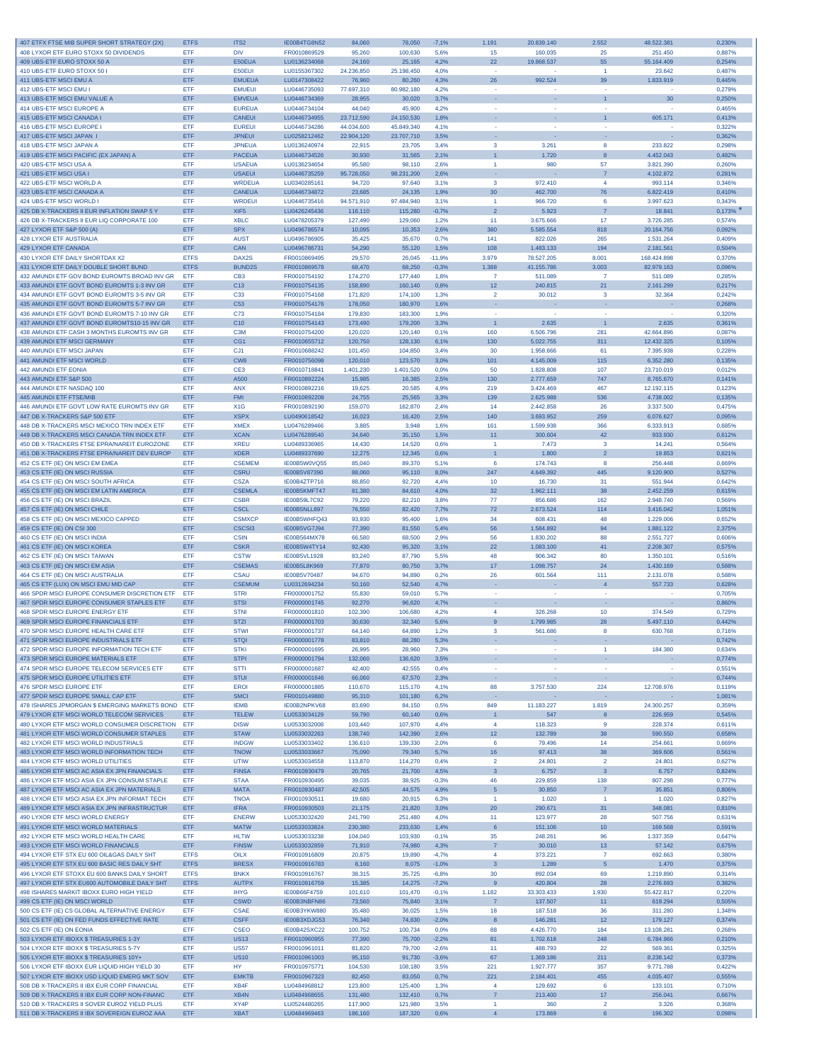| | | | | | | | | | | | |
|---|---|---|---|---|---|---|---|---|---|---|---|
| 407 ETFX FTSE MIB SUPER SHORT STRATEGY (2X) | ETFS | ITS2 | IE00B4TG8N52 | 84,060 | 78,050 | -7,1% | 1.191 | 20.839.140 | 2.552 | 48.522.381 | 0,230% |
| 408 LYXOR ETF EURO STOXX 50 DIVIDENDS | ETF | DIV | FR0010869529 | 95,260 | 100,630 | 5,6% | 15 | 160.035 | 25 | 251.450 | 0,887% |
| 409 UBS-ETF EURO STOXX 50 A | ETF | E50EUA | LU0136234068 | 24,160 | 25,165 | 4,2% | 22 | 19.868.537 | 55 | 55.164.409 | 0,254% |
| 410 UBS-ETF EURO STOXX 50 I | ETF | E50EUI | LU0155367302 | 24.236,850 | 25.198,450 | 4,0% | - | - | 1 | 23.642 | 0,487% |
| 411 UBS-ETF MSCI EMU A | ETF | EMUEUA | LU0147308422 | 76,960 | 80,260 | 4,3% | 26 | 992.524 | 39 | 1.833.919 | 0,445% |
| 412 UBS-ETF MSCI EMU I | ETF | EMUEUI | LU0446735093 | 77.697,310 | 80.982,180 | 4,2% | - | - | - | - | 0,279% |
| 413 UBS-ETF MSCI EMU VALUE A | ETF | EMVEUA | LU0446734369 | 28,955 | 30,020 | 3,7% | - | - | 1 | 30 | 0,250% |
| 414 UBS-ETF MSCI EUROPE A | ETF | EUREUA | LU0446734104 | 44,040 | 45,900 | 4,2% | - | - | - | - | 0,465% |
| 415 UBS-ETF MSCI CANADA I | ETF | CANEUI | LU0446734955 | 23.712,590 | 24.150,530 | 1,8% | - | - | 1 | 605.171 | 0,413% |
| 416 UBS-ETF MSCI EUROPE I | ETF | EUREUI | LU0446734286 | 44.034,600 | 45.849,340 | 4,1% | - | - | - | - | 0,322% |
| 417 UBS-ETF MSCI JAPAN I | ETF | JPNEUI | LU0258212462 | 22.904,120 | 23.707,710 | 3,5% | - | - | - | - | 0,362% |
| 418 UBS-ETF MSCI JAPAN A | ETF | JPNEUA | LU0136240974 | 22,915 | 23,705 | 3,4% | 3 | 3.261 | 8 | 233.822 | 0,298% |
| 419 UBS-ETF MSCI PACIFIC (EX JAPAN) A | ETF | PACEUA | LU0446734526 | 30,930 | 31,565 | 2,1% | 1 | 1.720 | 8 | 4.452.043 | 0,482% |
| 420 UBS-ETF MSCI USA A | ETF | USAEUA | LU0136234654 | 95,580 | 98,110 | 2,6% | 1 | 980 | 57 | 3.821.390 | 0,260% |
| 421 UBS-ETF MSCI USA I | ETF | USAEUI | LU0446735259 | 95.728,050 | 98.231,200 | 2,6% | - | - | 7 | 4.102.872 | 0,281% |
| 422 UBS-ETF MSCI WORLD A | ETF | WRDEUA | LU0340285161 | 94,720 | 97,640 | 3,1% | 3 | 972.410 | 4 | 993.114 | 0,346% |
| 423 UBS-ETF MSCI CANADA A | ETF | CANEUA | LU0446734872 | 23,685 | 24,135 | 1,9% | 30 | 462.700 | 76 | 6.822.419 | 0,410% |
| 424 UBS-ETF MSCI WORLD I | ETF | WRDEUI | LU0446735416 | 94.571,910 | 97.484,940 | 3,1% | 1 | 966.720 | 6 | 3.997.623 | 0,343% |
| 425 DB X-TRACKERS II EUR INFLATION SWAP 5 Y | ETF | XIF5 | LU0426245436 | 116,110 | 115,280 | -0,7% | 2 | 5.923 | 7 | 18.841 | 0,173% * |
| 426 DB X-TRACKERS II EUR LIQ CORPORATE 100 | ETF | XBLC | LU0478205379 | 127,490 | 129,060 | 1,2% | 11 | 3.675.666 | 17 | 3.726.285 | 0,574% |
| 427 LYXOR ETF S&P 500 (A) | ETF | SPX | LU0496786574 | 10,095 | 10,353 | 2,6% | 380 | 5.585.554 | 818 | 20.164.756 | 0,092% |
| 428 LYXOR ETF AUSTRALIA | ETF | AUST | LU0496786905 | 35,425 | 35,670 | 0,7% | 141 | 822.026 | 265 | 1.531.264 | 0,409% |
| 429 LYXOR ETF CANADA | ETF | CAN | LU0496786731 | 54,290 | 55,120 | 1,5% | 108 | 1.483.133 | 194 | 2.181.561 | 0,504% |
| 430 LYXOR ETF DAILY SHORTDAX X2 | ETFS | DAX2S | FR0010869495 | 29,570 | 26,045 | -11,9% | 3.979 | 78.527.205 | 8.001 | 168.424.898 | 0,370% |
| 431 LYXOR ETF DAILY DOUBLE SHORT BUND | ETFS | BUND2S | FR0010869578 | 68,470 | 68,250 | -0,3% | 1.388 | 41.155.786 | 3.003 | 82.979.163 | 0,096% |
| 432 AMUNDI ETF GOV BOND EUROMTS BROAD INV GR | ETF | CB3 | FR0010754192 | 174,270 | 177,440 | 1,8% | 7 | 511.089 | 7 | 511.089 | 0,285% |
| 433 AMUNDI ETF GOVT BOND EUROMTS 1-3 INV GR | ETF | C13 | FR0010754135 | 158,890 | 160,140 | 0,8% | 12 | 240.815 | 21 | 2.161.299 | 0,217% |
| 434 AMUNDI ETF GOVT BOND EUROMTS 3-5 INV GR | ETF | C33 | FR0010754168 | 171,820 | 174,100 | 1,3% | 2 | 30.012 | 3 | 32.364 | 0,242% |
| 435 AMUNDI ETF GOVT BOND EUROMTS 5-7 INV GR | ETF | C53 | FR0010754176 | 178,050 | 180,970 | 1,6% | - | - | - | - | 0,268% |
| 436 AMUNDI ETF GOVT BOND EUROMTS 7-10 INV GR | ETF | C73 | FR0010754184 | 179,830 | 183,300 | 1,9% | - | - | - | - | 0,320% |
| 437 AMUNDI ETF GOVT BOND EUROMTS10-15 INV GR | ETF | C10 | FR0010754143 | 173,490 | 179,200 | 3,3% | 1 | 2.635 | 1 | 2.635 | 0,361% |
| 438 AMUNDI ETF CASH 3 MONTHS EUROMTS INV GR | ETF | C3M | FR0010754200 | 120,020 | 120,140 | 0,1% | 160 | 6.506.796 | 281 | 42.664.896 | 0,087% |
| 439 AMUNDI ETF MSCI GERMANY | ETF | CG1 | FR0010655712 | 120,750 | 128,130 | 6,1% | 130 | 5.022.755 | 311 | 12.432.325 | 0,105% |
| 440 AMUNDI ETF MSCI JAPAN | ETF | CJ1 | FR0010688242 | 101,450 | 104,850 | 3,4% | 30 | 1.958.666 | 61 | 7.395.938 | 0,228% |
| 441 AMUNDI ETF MSCI WORLD | ETF | CW8 | FR0010756098 | 120,010 | 123,570 | 3,0% | 101 | 4.145.009 | 115 | 6.352.280 | 0,135% |
| 442 AMUNDI ETF EONIA | ETF | CE3 | FR0010718841 | 1.401,230 | 1.401,520 | 0,0% | 50 | 1.828.808 | 107 | 23.710.019 | 0,012% |
| 443 AMUNDI ETF S&P 500 | ETF | A500 | FR0010892224 | 15,985 | 16,385 | 2,5% | 130 | 2.777.659 | 747 | 8.765.670 | 0,141% |
| 444 AMUNDI ETF NASDAQ 100 | ETF | ANX | FR0010892216 | 19,625 | 20,585 | 4,9% | 219 | 3.424.469 | 467 | 12.192.115 | 0,123% |
| 445 AMUNDI ETF FTSE/MIB | ETF | FMI | FR0010892208 | 24,755 | 25,565 | 3,3% | 139 | 2.625.988 | 536 | 4.738.002 | 0,135% |
| 446 AMUNDI ETF GOVT LOW RATE EUROMTS INV GR | ETF | X1G | FR0010892190 | 159,070 | 162,870 | 2,4% | 14 | 2.442.858 | 26 | 3.337.500 | 0,475% |
| 447 DB X-TRACKERS S&P 500 ETF | ETF | XSPX | LU0490618542 | 16,023 | 16,420 | 2,5% | 140 | 3.693.952 | 259 | 6.076.627 | 0,095% |
| 448 DB X-TRACKERS MSCI MEXICO TRN INDEX ETF | ETF | XMEX | LU0476289466 | 3,885 | 3,948 | 1,6% | 161 | 1.599.938 | 366 | 6.333.913 | 0,685% |
| 449 DB X-TRACKERS MSCI CANADA TRN INDEX ETF | ETF | XCAN | LU0476289540 | 34,640 | 35,150 | 1,5% | 11 | 300.604 | 42 | 933.930 | 0,612% |
| 450 DB X-TRACKERS FTSE EPRA/NAREIT EUROZONE | ETF | XREU | LU0489336965 | 14,430 | 14,520 | 0,6% | 1 | 7.473 | 3 | 14.241 | 0,564% |
| 451 DB X-TRACKERS FTSE EPRA/NAREIT DEV EUROP | ETF | XDER | LU0489337690 | 12,275 | 12,345 | 0,6% | 1 | 1.800 | 2 | 19.853 | 0,621% |
| 452 CS ETF (IE) ON MSCI EM EMEA | ETF | CSEMEM | IE00B5W0VQ55 | 85,040 | 89,370 | 5,1% | 6 | 174.743 | 8 | 256.448 | 0,669% |
| 453 CS ETF (IE) ON MSCI RUSSIA | ETF | CSRU | IE00B5V87390 | 88,060 | 95,110 | 8,0% | 247 | 4.649.392 | 445 | 9.120.900 | 0,527% |
| 454 CS ETF (IE) ON MSCI SOUTH AFRICA | ETF | CSZA | IE00B4ZTP716 | 88,850 | 92,720 | 4,4% | 10 | 16.730 | 31 | 551.944 | 0,642% |
| 455 CS ETF (IE) ON MSCI EM LATIN AMERICA | ETF | CSEMLA | IE00B5KMFT47 | 81,380 | 84,610 | 4,0% | 32 | 1.962.111 | 38 | 2.452.259 | 0,615% |
| 456 CS ETF (IE) ON MSCI BRAZIL | ETF | CSBR | IE00B59L7C92 | 79,220 | 82,210 | 3,8% | 77 | 856.686 | 162 | 2.948.740 | 0,569% |
| 457 CS ETF (IE) ON MSCI CHILE | ETF | CSCL | IE00B5NLL897 | 76,550 | 82,420 | 7,7% | 72 | 2.673.524 | 114 | 3.416.042 | 1,051% |
| 458 CS ETF (IE) ON MSCI MEXICO CAPPED | ETF | CSMXCP | IE00B5WHFQ43 | 93,930 | 95,400 | 1,6% | 34 | 608.431 | 48 | 1.229.006 | 0,652% |
| 459 CS ETF (IE) ON CSI 300 | ETF | CSCSI3 | IE00B5VG7J94 | 77,390 | 81,550 | 5,4% | 56 | 1.584.892 | 94 | 1.881.122 | 2,375% |
| 460 CS ETF (IE) ON MSCI INDIA | ETF | CSIN | IE00B564MX78 | 66,580 | 68,500 | 2,9% | 56 | 1.830.202 | 88 | 2.551.727 | 0,606% |
| 461 CS ETF (IE) ON MSCI KOREA | ETF | CSKR | IE00B5W4TY14 | 92,430 | 95,320 | 3,1% | 22 | 1.083.100 | 41 | 2.208.307 | 0,575% |
| 462 CS ETF (IE) ON MSCI TAIWAN | ETF | CSTW | IE00B5VL1928 | 83,240 | 87,790 | 5,5% | 48 | 906.342 | 80 | 1.350.101 | 0,516% |
| 463 CS ETF (IE) ON MSCI EM ASIA | ETF | CSEMAS | IE00B5L8K969 | 77,870 | 80,750 | 3,7% | 17 | 1.098.757 | 24 | 1.430.169 | 0,588% |
| 464 CS ETF (IE) ON MSCI AUSTRALIA | ETF | CSAU | IE00B5V70487 | 94,670 | 94,890 | 0,2% | 26 | 601.564 | 111 | 2.131.078 | 0,588% |
| 465 CS ETF (LUX) ON MSCI EMU MID CAP | ETF | CSEMUM | LU0312694234 | 50,160 | 52,540 | 4,7% | - | - | 4 | 557.733 | 0,628% |
| 466 SPDR MSCI EUROPE CONSUMER DISCRETION ETF | ETF | STRI | FR0000001752 | 55,830 | 59,010 | 5,7% | - | - | - | - | 0,705% |
| 467 SPDR MSCI EUROPE CONSUMER STAPLES ETF | ETF | STSI | FR0000001745 | 92,270 | 96,620 | 4,7% | - | - | - | - | 0,860% |
| 468 SPDR MSCI EUROPE ENERGY ETF | ETF | STNI | FR0000001810 | 102,390 | 106,680 | 4,2% | 4 | 326.268 | 10 | 374.549 | 0,729% |
| 469 SPDR MSCI EUROPE FINANCIALS ETF | ETF | STZI | FR0000001703 | 30,630 | 32,340 | 5,6% | 9 | 1.799.985 | 28 | 5.497.110 | 0,442% |
| 470 SPDR MSCI EUROPE HEALTH CARE ETF | ETF | STWI | FR0000001737 | 64,140 | 64,890 | 1,2% | 3 | 561.686 | 8 | 630.768 | 0,716% |
| 471 SPDR MSCI EUROPE INDUSTRIALS ETF | ETF | STQI | FR0000001778 | 83,810 | 88,280 | 5,3% | - | - | - | - | 0,742% |
| 472 SPDR MSCI EUROPE INFORMATION TECH ETF | ETF | STKI | FR0000001695 | 26,995 | 28,960 | 7,3% | - | - | 1 | 184.380 | 0,634% |
| 473 SPDR MSCI EUROPE MATERIALS ETF | ETF | STPI | FR0000001794 | 132,060 | 136,620 | 3,5% | - | - | - | - | 0,774% |
| 474 SPDR MSCI EUROPE TELECOM SERVICES ETF | ETF | STTI | FR0000001687 | 42,400 | 42,555 | 0,4% | - | - | - | - | 0,551% |
| 475 SPDR MSCI EUROPE UTILITIES ETF | ETF | STUI | FR0000001646 | 66,060 | 67,570 | 2,3% | - | - | - | - | 0,744% |
| 476 SPDR MSCI EUROPE ETF | ETF | EROI | FR0000001885 | 110,670 | 115,170 | 4,1% | 88 | 3.757.530 | 224 | 12.708.976 | 0,119% |
| 477 SPDR MSCI EUROPE SMALL CAP ETF | ETF | SMCI | FR0010149880 | 95,310 | 101,180 | 6,2% | - | - | - | - | 1,081% |
| 478 ISHARES JPMORGAN $ EMERGING MARKETS BOND | ETF | IEMB | IE00B2NPKV68 | 83,690 | 84,150 | 0,5% | 849 | 11.183.227 | 1.819 | 24.300.257 | 0,359% |
| 479 LYXOR ETF MSCI WORLD TELECOM SERVICES | ETF | TELEW | LU0533034129 | 59,790 | 60,140 | 0,6% | 1 | 547 | 8 | 226.959 | 0,545% |
| 480 LYXOR ETF MSCI WORLD CONSUMER DISCRETION | ETF | DISW | LU0533032008 | 103,440 | 107,970 | 4,4% | 4 | 118.323 | 9 | 228.374 | 0,611% |
| 481 LYXOR ETF MSCI WORLD CONSUMER STAPLES | ETF | STAW | LU0533032263 | 138,740 | 142,390 | 2,6% | 12 | 132.789 | 38 | 590.550 | 0,658% |
| 482 LYXOR ETF MSCI WORLD INDUSTRIALS | ETF | INDGW | LU0533033402 | 136,610 | 139,330 | 2,0% | 6 | 79.496 | 14 | 254.661 | 0,669% |
| 483 LYXOR ETF MSCI WORLD INFORMATION TECH | ETF | TNOW | LU0533033667 | 75,090 | 79,340 | 5,7% | 16 | 97.413 | 38 | 369.606 | 0,561% |
| 484 LYXOR ETF MSCI WORLD UTILITIES | ETF | UTIW | LU0533034558 | 113,870 | 114,270 | 0,4% | 2 | 24.801 | 2 | 24.801 | 0,627% |
| 485 LYXOR ETF MSCI AC ASIA EX JPN FINANCIALS | ETF | FINSA | FR0010930479 | 20,765 | 21,700 | 4,5% | 3 | 6.757 | 3 | 6.757 | 0,824% |
| 486 LYXOR ETF MSCI ASIA EX JPN CONSUM STAPLE | ETF | STAA | FR0010930495 | 39,035 | 38,925 | -0,3% | 46 | 229.859 | 138 | 807.298 | 0,777% |
| 487 LYXOR ETF MSCI AC ASIA EX JPN MATERIALS | ETF | MATA | FR0010930487 | 42,505 | 44,575 | 4,9% | 5 | 30.850 | 7 | 35.851 | 0,806% |
| 488 LYXOR ETF MSCI ASIA EX JPN INFORMAT TECH | ETF | TNOA | FR0010930511 | 19,680 | 20,915 | 6,3% | 1 | 1.020 | 1 | 1.020 | 0,827% |
| 489 LYXOR ETF MSCI ASIA EX JPN INFRASTRUCTUR | ETF | IFRA | FR0010930503 | 21,175 | 21,820 | 3,0% | 20 | 290.671 | 31 | 348.081 | 0,810% |
| 490 LYXOR ETF MSCI WORLD ENERGY | ETF | ENERW | LU0533032420 | 241,790 | 251,480 | 4,0% | 11 | 123.977 | 28 | 507.756 | 0,631% |
| 491 LYXOR ETF MSCI WORLD MATERIALS | ETF | MATW | LU0533033824 | 230,380 | 233,630 | 1,4% | 6 | 151.106 | 10 | 169.568 | 0,591% |
| 492 LYXOR ETF MSCI WORLD HEALTH CARE | ETF | HLTW | LU0533033238 | 104,040 | 103,930 | -0,1% | 35 | 248.261 | 96 | 1.337.359 | 0,647% |
| 493 LYXOR ETF MSCI WORLD FINANCIALS | ETF | FINSW | LU0533032859 | 71,910 | 74,980 | 4,3% | 7 | 30.010 | 13 | 57.142 | 0,675% |
| 494 LYXOR ETF STX EU 600 OIL&GAS DAILY SHT | ETFS | OILX | FR0010916809 | 20,875 | 19,890 | -4,7% | 4 | 373.221 | 7 | 692.663 | 0,380% |
| 495 LYXOR ETF STX EU 600 BASIC RES DAILY SHT | ETFS | BRESX | FR0010916783 | 8,160 | 8,075 | -1,0% | 3 | 1.289 | 5 | 1.470 | 0,375% |
| 496 LYXOR ETF STOXX EU 600 BANKS DAILY SHORT | ETFS | BNKX | FR0010916767 | 38,315 | 35,725 | -6,8% | 30 | 892.034 | 69 | 1.219.890 | 0,314% |
| 497 LYXOR ETF STX EU600 AUTOMOBILE DAILY SHT | ETFS | AUTPX | FR0010916759 | 15,385 | 14,275 | -7,2% | 9 | 420.804 | 28 | 2.276.693 | 0,382% |
| 498 ISHARES MARKIT IBOXX EURO HIGH YIELD | ETF | IHYG | IE00B66F4759 | 101,610 | 101,470 | -0,1% | 1.182 | 33.303.433 | 1.930 | 55.422.817 | 0,220% |
| 499 CS ETF (IE) ON MSCI WORLD | ETF | CSWD | IE00B3NBFN86 | 73,560 | 75,840 | 3,1% | 7 | 137.507 | 11 | 619.294 | 0,505% |
| 500 CS ETF (IE) CS GLOBAL ALTERNATIVE ENERGY | ETF | CSAE | IE00B3YKW880 | 35,480 | 36,025 | 1,5% | 18 | 187.518 | 36 | 311.280 | 1,348% |
| 501 CS ETF (IE) ON FED FUNDS EFFECTIVE RATE | ETF | CSFF | IE00B3XDJG53 | 76,340 | 74,830 | -2,0% | 8 | 146.281 | 12 | 179.127 | 0,374% |
| 502 CS ETF (IE) ON EONIA | ETF | CSEO | IE00B42SXC22 | 100,752 | 100,734 | 0,0% | 88 | 4.426.770 | 184 | 13.108.281 | 0,268% |
| 503 LYXOR ETF IBOXX $ TREASURIES 1-3Y | ETF | US13 | FR0010960955 | 77,390 | 75,700 | -2,2% | 81 | 1.702.618 | 248 | 6.784.966 | 0,210% |
| 504 LYXOR ETF IBOXX $ TREASURIES 5-7Y | ETF | US57 | FR0010961011 | 81,820 | 79,700 | -2,6% | 11 | 488.793 | 22 | 569.361 | 0,325% |
| 505 LYXOR ETF IBOXX $ TREASURIES 10Y+ | ETF | US10 | FR0010961003 | 95,150 | 91,730 | -3,6% | 67 | 1.369.186 | 211 | 8.238.142 | 0,373% |
| 506 LYXOR ETF IBOXX EUR LIQUID HIGH YIELD 30 | ETF | HY | FR0010975771 | 104,530 | 108,180 | 3,5% | 221 | 1.927.777 | 357 | 9.771.788 | 0,422% |
| 507 LYXOR ETF IBOXX USD LIQUID EMERG MKT SOV | ETF | EMKTB | FR0010967323 | 82,450 | 83,050 | 0,7% | 221 | 2.184.401 | 455 | 4.035.407 | 0,555% |
| 508 DB X-TRACKERS II IBX EUR CORP FINANCIAL | ETF | XB4F | LU0484968812 | 123,800 | 125,400 | 1,3% | 4 | 129.692 | 6 | 133.101 | 0,710% |
| 509 DB X-TRACKERS II IBX EUR CORP NON-FINANC | ETF | XB4N | LU0484968655 | 131,480 | 132,410 | 0,7% | 7 | 213.400 | 17 | 256.041 | 0,667% |
| 510 DB X-TRACKERS II SOVER EUROZ YIELD PLUS | ETF | XY4P | LU0524480265 | 117,900 | 121,980 | 3,5% | 1 | 360 | 2 | 3.326 | 0,368% |
| 511 DB X-TRACKERS II IBX SOVEREIGN EUROZ AAA | ETF | XBAT | LU0484969463 | 186,160 | 187,320 | 0,6% | 4 | 173.869 | 6 | 196.302 | 0,098% |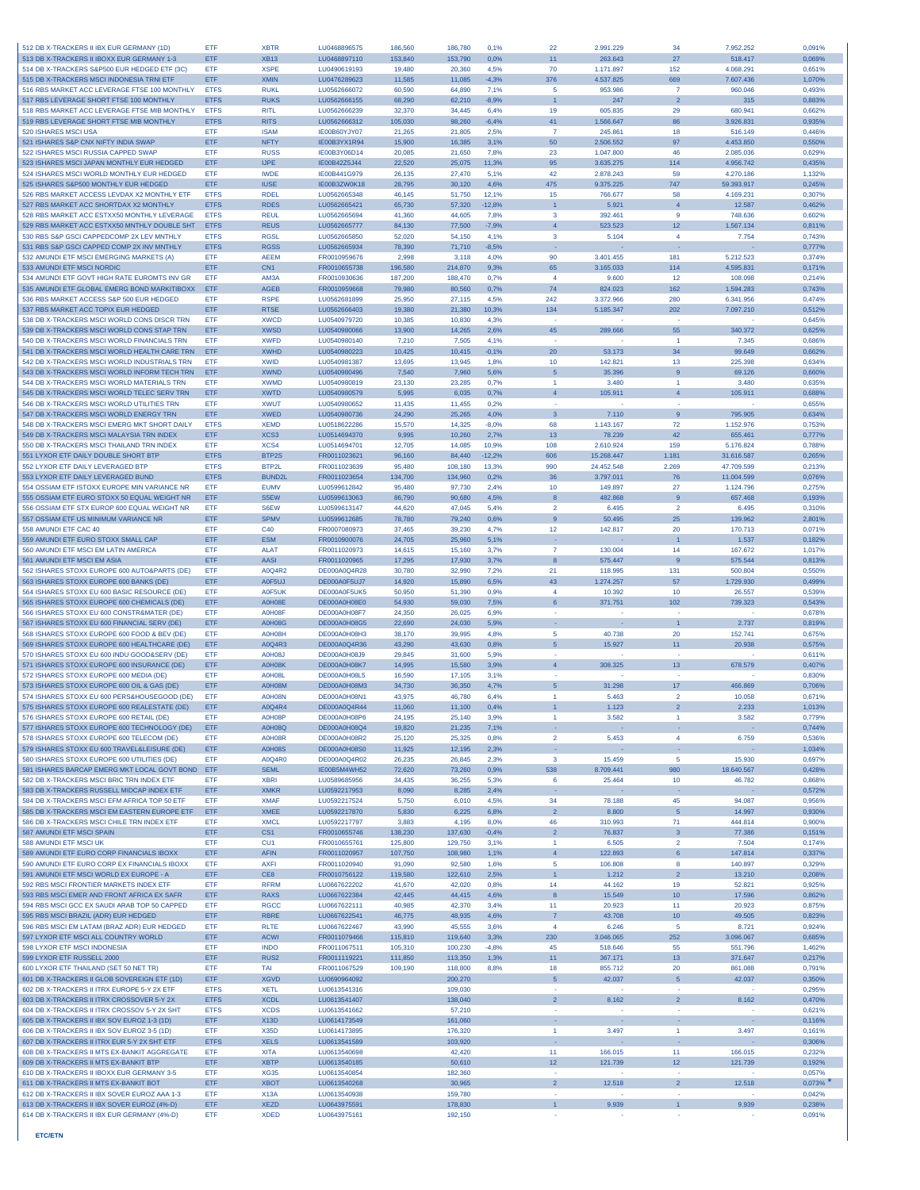| | | | | | | | | | | | |
|---|---|---|---|---|---|---|---|---|---|---|---|
| 512 DB X-TRACKERS II IBX EUR GERMANY (1D) | ETF | XBTR | LU0468896575 | 186,560 | 186,780 | 0,1% | 22 | 2.991.229 | 34 | 7.952.252 | 0,091% |
| 513 DB X-TRACKERS II IBOXX EUR GERMANY 1-3 | ETF | XB13 | LU0468897110 | 153,840 | 153,790 | 0,0% | 11 | 263.643 | 27 | 518.417 | 0,069% |
| 514 DB X-TRACKERS S&P500 EUR HEDGED ETF (3C) | ETF | XSPE | LU0490619193 | 19,480 | 20,360 | 4,5% | 70 | 1.171.897 | 152 | 4.068.291 | 0,651% |
| 515 DB X-TRACKERS MSCI INDONESIA TRNI ETF | ETF | XMIN | LU0476289623 | 11,585 | 11,085 | -4,3% | 376 | 4.537.825 | 669 | 7.607.436 | 1,070% |
| 516 RBS MARKET ACC LEVERAGE FTSE 100 MONTHLY | ETFS | RUKL | LU0562666072 | 60,590 | 64,890 | 7,1% | 5 | 953.986 | 7 | 960.046 | 0,493% |
| 517 RBS LEVERAGE SHORT FTSE 100 MONTHLY | ETFS | RUKS | LU0562666155 | 68,290 | 62,210 | -8,9% | 1 | 247 | 2 | 315 | 0,883% |
| 518 RBS MARKET ACC LEVERAGE FTSE MIB MONTHLY | ETFS | RITL | LU0562666239 | 32,370 | 34,445 | 6,4% | 19 | 605.835 | 29 | 680.941 | 0,662% |
| 519 RBS LEVERAGE SHORT FTSE MIB MONTHLY | ETFS | RITS | LU0562666312 | 105,030 | 98,260 | -6,4% | 41 | 1.566.647 | 86 | 3.926.831 | 0,935% |
| 520 ISHARES MSCI USA | ETF | ISAM | IE00B60YJY07 | 21,265 | 21,805 | 2,5% | 7 | 245.861 | 18 | 516.149 | 0,446% |
| 521 ISHARES S&P CNX NIFTY INDIA SWAP | ETF | NFTY | IE00B3YX1R94 | 15,900 | 16,385 | 3,1% | 50 | 2.506.552 | 97 | 4.453.850 | 0,550% |
| 522 ISHARES MSCI RUSSIA CAPPED SWAP | ETF | RUSS | IE00B3Y06D14 | 20,085 | 21,650 | 7,8% | 23 | 1.047.800 | 46 | 2.085.036 | 0,629% |
| 523 ISHARES MSCI JAPAN MONTHLY EUR HEDGED | ETF | IJPE | IE00B42Z5J44 | 22,520 | 25,075 | 11,3% | 95 | 3.635.275 | 114 | 4.956.742 | 0,435% |
| 524 ISHARES MSCI WORLD MONTHLY EUR HEDGED | ETF | IWDE | IE00B441G979 | 26,135 | 27,470 | 5,1% | 42 | 2.878.243 | 59 | 4.270.186 | 1,132% |
| 525 ISHARES S&P500 MONTHLY EUR HEDGED | ETF | IUSE | IE00B3ZW0K18 | 28,795 | 30,120 | 4,6% | 475 | 9.375.225 | 747 | 59.393.917 | 0,245% |
| 526 RBS MARKET ACCESS LEVDAX X2 MONTHLY ETF | ETFS | RDEL | LU0562665348 | 46,145 | 51,750 | 12,1% | 15 | 766.677 | 58 | 4.169.231 | 0,307% |
| 527 RBS MARKET ACC SHORTDAX X2 MONTHLY | ETFS | RDES | LU0562665421 | 65,730 | 57,320 | -12,8% | 1 | 5.921 | 4 | 12.587 | 0,462% |
| 528 RBS MARKET ACC ESTXX50 MONTHLY LEVERAGE | ETFS | REUL | LU0562665694 | 41,360 | 44,605 | 7,8% | 3 | 392.461 | 9 | 748.636 | 0,602% |
| 529 RBS MARKET ACC ESTXX50 MNTHLY DOUBLE SHT | ETFS | REUS | LU0562665777 | 84,130 | 77,500 | -7,9% | 4 | 523.523 | 12 | 1.567.134 | 0,811% |
| 530 RBS S&P GSCI CAPPEDCOMP 2X LEV MNTHLY | ETFS | RGSL | LU0562665850 | 52,020 | 54,150 | 4,1% | 3 | 5.104 | 4 | 7.754 | 0,743% |
| 531 RBS S&P GSCI CAPPED COMP 2X INV MNTHLY | ETFS | RGSS | LU0562665934 | 78,390 | 71,710 | -8,5% | - | - | - | - | 0,777% |
| 532 AMUNDI ETF MSCI EMERGING MARKETS (A) | ETF | AEEM | FR0010959676 | 2,998 | 3,118 | 4,0% | 90 | 3.401.455 | 181 | 5.212.523 | 0,374% |
| 533 AMUNDI ETF MSCI NORDIC | ETF | CN1 | FR0010655738 | 196,580 | 214,870 | 9,3% | 65 | 3.165.033 | 114 | 4.595.831 | 0,171% |
| 534 AMUNDI ETF GOVT HIGH RATE EUROMTS INV GR | ETF | AM3A | FR0010930636 | 187,200 | 188,470 | 0,7% | 4 | 9.600 | 12 | 108.098 | 0,214% |
| 535 AMUNDI ETF GLOBAL EMERG BOND MARKITIBOXX | ETF | AGEB | FR0010959668 | 79,980 | 80,560 | 0,7% | 74 | 824.023 | 162 | 1.594.283 | 0,743% |
| 536 RBS MARKET ACCESS S&P 500 EUR HEDGED | ETF | RSPE | LU0562681899 | 25,950 | 27,115 | 4,5% | 242 | 3.372.966 | 280 | 6.341.956 | 0,474% |
| 537 RBS MARKET ACC TOPIX EUR HEDGED | ETF | RTSE | LU0562666403 | 19,380 | 21,380 | 10,3% | 134 | 5.185.347 | 202 | 7.097.210 | 0,512% |
| 538 DB X-TRACKERS MSCI WORLD CONS DISCR TRN | ETF | XWCD | LU0540979720 | 10,385 | 10,830 | 4,3% | - | - | - | - | 0,645% |
| 539 DB X-TRACKERS MSCI WORLD CONS STAP TRN | ETF | XWSD | LU0540980066 | 13,900 | 14,265 | 2,6% | 45 | 289.666 | 55 | 340.372 | 0,625% |
| 540 DB X-TRACKERS MSCI WORLD FINANCIALS TRN | ETF | XWFD | LU0540980140 | 7,210 | 7,505 | 4,1% | - | - | 1 | 7.345 | 0,686% |
| 541 DB X-TRACKERS MSCI WORLD HEALTH CARE TRN | ETF | XWHD | LU0540980223 | 10,425 | 10,415 | -0,1% | 20 | 53.173 | 34 | 99.649 | 0,662% |
| 542 DB X-TRACKERS MSCI WORLD INDUSTRIALS TRN | ETF | XWID | LU0540981387 | 13,695 | 13,945 | 1,8% | 10 | 142.821 | 13 | 225.398 | 0,634% |
| 543 DB X-TRACKERS MSCI WORLD INFORM TECH TRN | ETF | XWND | LU0540980496 | 7,540 | 7,960 | 5,6% | 5 | 35.396 | 9 | 69.126 | 0,660% |
| 544 DB X-TRACKERS MSCI WORLD MATERIALS TRN | ETF | XWMD | LU0540980819 | 23,130 | 23,285 | 0,7% | 1 | 3.480 | 1 | 3.480 | 0,635% |
| 545 DB X-TRACKERS MSCI WORLD TELEC SERV TRN | ETF | XWTD | LU0540980579 | 5,995 | 6,035 | 0,7% | 4 | 105.911 | 4 | 105.911 | 0,688% |
| 546 DB X-TRACKERS MSCI WORLD UTILITIES TRN | ETF | XWUT | LU0540980652 | 11,435 | 11,455 | 0,2% | - | - | - | - | 0,655% |
| 547 DB X-TRACKERS MSCI WORLD ENERGY TRN | ETF | XWED | LU0540980736 | 24,290 | 25,265 | 4,0% | 3 | 7.110 | 9 | 795.905 | 0,634% |
| 548 DB X-TRACKERS MSCI EMERG MKT SHORT DAILY | ETFS | XEMD | LU0518622286 | 15,570 | 14,325 | -8,0% | 68 | 1.143.167 | 72 | 1.152.976 | 0,753% |
| 549 DB X-TRACKERS MSCI MALAYSIA TRN INDEX | ETF | XCS3 | LU0514694370 | 9,995 | 10,260 | 2,7% | 13 | 78.239 | 42 | 655.461 | 0,777% |
| 550 DB X-TRACKERS MSCI THAILAND TRN INDEX | ETF | XCS4 | LU0514694701 | 12,705 | 14,085 | 10,9% | 108 | 2.610.924 | 159 | 5.176.824 | 0,788% |
| 551 LYXOR ETF DAILY DOUBLE SHORT BTP | ETFS | BTP2S | FR0011023621 | 96,160 | 84,440 | -12,2% | 606 | 15.268.447 | 1.181 | 31.616.587 | 0,265% |
| 552 LYXOR ETF DAILY LEVERAGED BTP | ETFS | BTP2L | FR0011023639 | 95,480 | 108,180 | 13,3% | 990 | 24.452.548 | 2.269 | 47.709.599 | 0,213% |
| 553 LYXOR ETF DAILY LEVERAGED BUND | ETFS | BUND2L | FR0011023654 | 134,700 | 134,960 | 0,2% | 36 | 3.797.011 | 76 | 11.004.599 | 0,076% |
| 554 OSSIAM ETF ISTOXX EUROPE MIN VARIANCE NR | ETF | EUMV | LU0599612842 | 95,480 | 97,730 | 2,4% | 10 | 149.897 | 27 | 1.124.796 | 0,275% |
| 555 OSSIAM ETF EURO STOXX 50 EQUAL WEIGHT NR | ETF | S5EW | LU0599613063 | 86,790 | 90,680 | 4,5% | 8 | 482.868 | 9 | 657.468 | 0,193% |
| 556 OSSIAM ETF STX EUROP 600 EQUAL WEIGHT NR | ETF | S6EW | LU0599613147 | 44,620 | 47,045 | 5,4% | 2 | 6.495 | 2 | 6.495 | 0,310% |
| 557 OSSIAM ETF US MINIMUM VARIANCE NR | ETF | SPMV | LU0599612685 | 78,780 | 79,240 | 0,6% | 9 | 50.495 | 25 | 139.962 | 2,801% |
| 558 AMUNDI ETF CAC 40 | ETF | C40 | FR0007080973 | 37,465 | 39,230 | 4,7% | 12 | 142.817 | 20 | 170.713 | 0,071% |
| 559 AMUNDI ETF EURO STOXX SMALL CAP | ETF | ESM | FR0010900076 | 24,705 | 25,960 | 5,1% | - | - | 1 | 1.537 | 0,182% |
| 560 AMUNDI ETF MSCI EM LATIN AMERICA | ETF | ALAT | FR0011020973 | 14,615 | 15,160 | 3,7% | 7 | 130.004 | 14 | 167.672 | 1,017% |
| 561 AMUNDI ETF MSCI EM ASIA | ETF | AASI | FR0011020965 | 17,295 | 17,930 | 3,7% | 8 | 575.447 | 9 | 575.544 | 0,813% |
| 562 ISHARES STOXX EUROPE 600 AUTO&PARTS (DE) | ETF | A0Q4R2 | DE000A0Q4R28 | 30,780 | 32,990 | 7,2% | 21 | 118.995 | 131 | 500.804 | 0,550% |
| 563 ISHARES STOXX EUROPE 600 BANKS (DE) | ETF | A0F5UJ | DE000A0F5UJ7 | 14,920 | 15,890 | 6,5% | 43 | 1.274.257 | 57 | 1.729.930 | 0,499% |
| 564 ISHARES STOXX EU 600 BASIC RESOURCE (DE) | ETF | A0F5UK | DE000A0F5UK5 | 50,950 | 51,390 | 0,9% | 4 | 10.392 | 10 | 26.557 | 0,539% |
| 565 ISHARES STOXX EUROPE 600 CHEMICALS (DE) | ETF | A0H08E | DE000A0H08E0 | 54,930 | 59,030 | 7,5% | 6 | 371.751 | 102 | 739.323 | 0,543% |
| 566 ISHARES STOXX EU 600 CONSTR&MATER (DE) | ETF | A0H08F | DE000A0H08F7 | 24,350 | 26,025 | 6,9% | - | - | - | - | 0,678% |
| 567 ISHARES STOXX EU 600 FINANCIAL SERV (DE) | ETF | A0H08G | DE000A0H08G5 | 22,690 | 24,030 | 5,9% | - | - | 1 | 2.737 | 0,819% |
| 568 ISHARES STOXX EUROPE 600 FOOD & BEV (DE) | ETF | A0H08H | DE000A0H08H3 | 38,170 | 39,995 | 4,8% | 5 | 40.738 | 20 | 152.741 | 0,675% |
| 569 ISHARES STOXX EUROPE 600 HEALTHCARE (DE) | ETF | A0Q4R3 | DE000A0Q4R36 | 43,290 | 43,630 | 0,8% | 5 | 15.927 | 11 | 20.938 | 0,575% |
| 570 ISHARES STOXX EU 600 INDU GOOD&SERV (DE) | ETF | A0H08J | DE000A0H08J9 | 29,845 | 31,600 | 5,9% | - | - | - | - | 0,611% |
| 571 ISHARES STOXX EUROPE 600 INSURANCE (DE) | ETF | A0H08K | DE000A0H08K7 | 14,995 | 15,580 | 3,9% | 4 | 308.325 | 13 | 678.579 | 0,407% |
| 572 ISHARES STOXX EUROPE 600 MEDIA (DE) | ETF | A0H08L | DE000A0H08L5 | 16,590 | 17,105 | 3,1% | - | - | - | - | 0,830% |
| 573 ISHARES STOXX EUROPE 600 OIL & GAS (DE) | ETF | A0H08M | DE000A0H08M3 | 34,730 | 36,350 | 4,7% | 5 | 31.298 | 17 | 466.869 | 0,706% |
| 574 ISHARES STOXX EU 600 PERS&HOUSEGOOD (DE) | ETF | A0H08N | DE000A0H08N1 | 43,975 | 46,780 | 6,4% | 1 | 5.463 | 2 | 10.058 | 0,671% |
| 575 ISHARES STOXX EUROPE 600 REALESTATE (DE) | ETF | A0Q4R4 | DE000A0Q4R44 | 11,060 | 11,100 | 0,4% | 1 | 1.123 | 2 | 2.233 | 1,013% |
| 576 ISHARES STOXX EUROPE 600 RETAIL (DE) | ETF | A0H08P | DE000A0H08P6 | 24,195 | 25,140 | 3,9% | 1 | 3.582 | 1 | 3.582 | 0,779% |
| 577 ISHARES STOXX EUROPE 600 TECHNOLOGY (DE) | ETF | A0H08Q | DE000A0H08Q4 | 19,820 | 21,235 | 7,1% | - | - | - | - | 0,744% |
| 578 ISHARES STOXX EUROPE 600 TELECOM (DE) | ETF | A0H08R | DE000A0H08R2 | 25,120 | 25,325 | 0,8% | 2 | 5.453 | 4 | 6.759 | 0,536% |
| 579 ISHARES STOXX EU 600 TRAVEL&LEISURE (DE) | ETF | A0H08S | DE000A0H08S0 | 11,925 | 12,195 | 2,3% | - | - | - | - | 1,034% |
| 580 ISHARES STOXX EUROPE 600 UTILITIES (DE) | ETF | A0Q4R0 | DE000A0Q4R02 | 26,235 | 26,845 | 2,3% | 3 | 15.459 | 5 | 15.930 | 0,697% |
| 581 ISHARES BARCAP EMERG MKT LOCAL GOVT BOND | ETF | SEML | IE00B5M4WH52 | 72,620 | 73,260 | 0,9% | 538 | 8.709.441 | 980 | 18.640.567 | 0,428% |
| 582 DB X-TRACKERS MSCI BRIC TRN INDEX ETF | ETF | XBRI | LU0589685956 | 34,435 | 36,255 | 5,3% | 6 | 25.464 | 10 | 46.782 | 0,868% |
| 583 DB X-TRACKERS RUSSELL MIDCAP INDEX ETF | ETF | XMKR | LU0592217953 | 8,090 | 8,285 | 2,4% | - | - | - | - | 0,572% |
| 584 DB X-TRACKERS MSCI EFM AFRICA TOP 50 ETF | ETF | XMAF | LU0592217524 | 5,750 | 6,010 | 4,5% | 34 | 78.188 | 45 | 94.087 | 0,956% |
| 585 DB X-TRACKERS MSCI EM EASTERN EUROPE ETF | ETF | XMEE | LU0592217870 | 5,830 | 6,225 | 6,8% | 2 | 8.800 | 5 | 14.997 | 0,930% |
| 586 DB X-TRACKERS MSCI CHILE TRN INDEX ETF | ETF | XMCL | LU0592217797 | 3,883 | 4,195 | 8,0% | 46 | 310.993 | 71 | 444.814 | 0,900% |
| 587 AMUNDI ETF MSCI SPAIN | ETF | CS1 | FR0010655746 | 138,230 | 137,630 | -0,4% | 2 | 76.837 | 3 | 77.386 | 0,151% |
| 588 AMUNDI ETF MSCI UK | ETF | CU1 | FR0010655761 | 125,800 | 129,750 | 3,1% | 1 | 6.505 | 2 | 7.504 | 0,174% |
| 589 AMUNDI ETF EURO CORP FINANCIALS IBOXX | ETF | AFIN | FR0011020957 | 107,750 | 108,980 | 1,1% | 4 | 122.893 | 6 | 147.814 | 0,337% |
| 590 AMUNDI ETF EURO CORP EX FINANCIALS IBOXX | ETF | AXFI | FR0011020940 | 91,090 | 92,580 | 1,6% | 5 | 106.808 | 8 | 140.897 | 0,329% |
| 591 AMUNDI ETF MSCI WORLD EX EUROPE - A | ETF | CE8 | FR0010756122 | 119,580 | 122,610 | 2,5% | 1 | 1.212 | 2 | 13.210 | 0,208% |
| 592 RBS MSCI FRONTIER MARKETS INDEX ETF | ETF | RFRM | LU0667622202 | 41,670 | 42,020 | 0,8% | 14 | 44.162 | 19 | 52.821 | 0,925% |
| 593 RBS MSCI EMER AND FRONT AFRICA EX SAFR | ETF | RAXS | LU0667622384 | 42,445 | 44,415 | 4,6% | 8 | 15.549 | 10 | 17.596 | 0,862% |
| 594 RBS MSCI GCC EX SAUDI ARAB TOP 50 CAPPED | ETF | RGCC | LU0667622111 | 40,985 | 42,370 | 3,4% | 11 | 20.923 | 11 | 20.923 | 0,875% |
| 595 RBS MSCI BRAZIL (ADR) EUR HEDGED | ETF | RBRE | LU0667622541 | 46,775 | 48,935 | 4,6% | 7 | 43.708 | 10 | 49.505 | 0,823% |
| 596 RBS MSCI EM LATAM (BRAZ ADR) EUR HEDGED | ETF | RLTE | LU0667622467 | 43,990 | 45,555 | 3,6% | 4 | 6.246 | 5 | 8.721 | 0,924% |
| 597 LYXOR ETF MSCI ALL COUNTRY WORLD | ETF | ACWI | FR0011079466 | 115,810 | 119,640 | 3,3% | 230 | 3.046.065 | 252 | 3.096.067 | 0,685% |
| 598 LYXOR ETF MSCI INDONESIA | ETF | INDO | FR0011067511 | 105,310 | 100,230 | -4,8% | 45 | 518.646 | 55 | 551.796 | 1,462% |
| 599 LYXOR ETF RUSSELL 2000 | ETF | RUS2 | FR0011119221 | 111,850 | 113,350 | 1,3% | 11 | 367.171 | 13 | 371.647 | 0,217% |
| 600 LYXOR ETF THAILAND (SET 50 NET TR) | ETF | TAI | FR0011067529 | 109,190 | 118,800 | 8,8% | 18 | 855.712 | 20 | 861.088 | 0,791% |
| 601 DB X-TRACKERS II GLOB SOVEREIGN ETF (1D) | ETF | XGVD | LU0690964092 | | 200,270 | | 5 | 42.037 | 5 | 42.037 | 0,350% |
| 602 DB X-TRACKERS II ITRX EUROPE 5-Y 2X ETF | ETFS | XETL | LU0613541316 | | 109,030 | | - | - | - | - | 0,295% |
| 603 DB X-TRACKERS II ITRX CROSSOVER 5-Y 2X | ETFS | XCDL | LU0613541407 | | 138,040 | | 2 | 8.162 | 2 | 8.162 | 0,470% |
| 604 DB X-TRACKERS II ITRX CROSSOV 5-Y 2X SHT | ETFS | XCDS | LU0613541662 | | 57,210 | | - | - | - | - | 0,621% |
| 605 DB X-TRACKERS II IBX SOV EUROZ 1-3 (1D) | ETF | X13D | LU0614173549 | | 161,060 | | - | - | - | - | 0,116% |
| 606 DB X-TRACKERS II IBX SOV EUROZ 3-5 (1D) | ETF | X35D | LU0614173895 | | 176,320 | | 1 | 3.497 | 1 | 3.497 | 0,161% |
| 607 DB X-TRACKERS II ITRX EUR 5-Y 2X SHT ETF | ETFS | XELS | LU0613541589 | | 103,920 | | - | - | - | - | 0,306% |
| 608 DB X-TRACKERS II MTS EX-BANKIT AGGREGATE | ETF | XITA | LU0613540698 | | 42,420 | | 11 | 166.015 | 11 | 166.015 | 0,232% |
| 609 DB X-TRACKERS II MTS EX-BANKIT BTP | ETF | XBTP | LU0613540185 | | 50,610 | | 12 | 121.739 | 12 | 121.739 | 0,192% |
| 610 DB X-TRACKERS II IBOXX EUR GERMANY 3-5 | ETF | XG35 | LU0613540854 | | 182,360 | | - | - | - | - | 0,057% |
| 611 DB X-TRACKERS II MTS EX-BANKIT BOT | ETF | XBOT | LU0613540268 | | 30,965 | | 2 | 12.518 | 2 | 12.518 | 0,073% * |
| 612 DB X-TRACKERS II IBX SOVER EUROZ AAA 1-3 | ETF | X13A | LU0613540938 | | 159,780 | | - | - | - | - | 0,042% |
| 613 DB X-TRACKERS II IBX SOVER EUROZ (4%-D) | ETF | XEZD | LU0643975591 | | 178,830 | | 1 | 9.939 | 1 | 9.939 | 0,238% |
| 614 DB X-TRACKERS II IBX EUR GERMANY (4%-D) | ETF | XDED | LU0643975161 | | 192,150 | | - | - | - | - | 0,091% |

**ETC/ETN**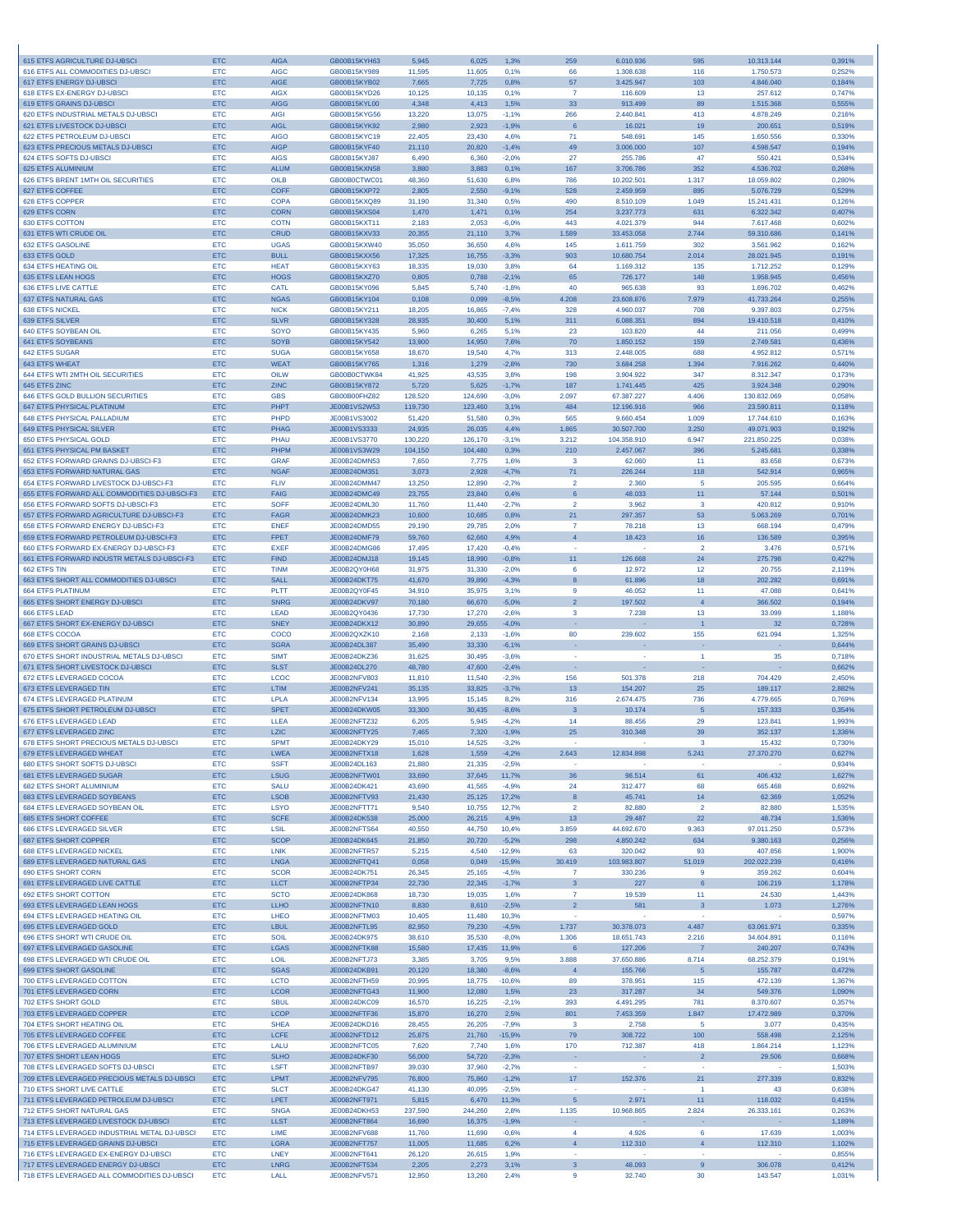| 615 ETFS AGRICULTURE DJ-UBSCI | ETC | AIGA | GB00B15KYH63 | 5,945 | 6,025 | 1,3% | 259 | 6.010.936 | 595 | 10.313.144 | 0,391% |
|---|---|---|---|---|---|---|---|---|---|---|---|
| 616 ETFS ALL COMMODITIES DJ-UBSCI | ETC | AIGC | GB00B15KY989 | 11,595 | 11,605 | 0,1% | 66 | 1.308.638 | 116 | 1.750.573 | 0,252% |
| 617 ETFS ENERGY DJ-UBSCI | ETC | AIGE | GB00B15KYB02 | 7,665 | 7,725 | 0,8% | 57 | 3.425.947 | 103 | 4.846.040 | 0,184% |
| 618 ETFS EX-ENERGY DJ-UBSCI | ETC | AIGX | GB00B15KYD26 | 10,125 | 10,135 | 0,1% | 7 | 116.609 | 13 | 257.612 | 0,747% |
| 619 ETFS GRAINS DJ-UBSCI | ETC | AIGG | GB00B15KYL00 | 4,348 | 4,413 | 1,5% | 33 | 913.499 | 89 | 1.515.368 | 0,555% |
| 620 ETFS INDUSTRIAL METALS DJ-UBSCI | ETC | AIGI | GB00B15KYG56 | 13,220 | 13,075 | -1,1% | 266 | 2.440.841 | 413 | 4.878.249 | 0,216% |
| 621 ETFS LIVESTOCK DJ-UBSCI | ETC | AIGL | GB00B15KYK92 | 2,980 | 2,923 | -1,9% | 6 | 16.021 | 19 | 200.651 | 0,519% |
| 622 ETFS PETROLEUM DJ-UBSCI | ETC | AIGO | GB00B15KYC19 | 22,405 | 23,430 | 4,6% | 71 | 548.691 | 145 | 1.650.556 | 0,330% |
| 623 ETFS PRECIOUS METALS DJ-UBSCI | ETC | AIGP | GB00B15KYF40 | 21,110 | 20,820 | -1,4% | 49 | 3.006.000 | 107 | 4.598.547 | 0,194% |
| 624 ETFS SOFTS DJ-UBSCI | ETC | AIGS | GB00B15KYJ87 | 6,490 | 6,360 | -2,0% | 27 | 255.786 | 47 | 550.421 | 0,534% |
| 625 ETFS ALUMINIUM | ETC | ALUM | GB00B15KXN58 | 3,880 | 3,883 | 0,1% | 167 | 3.706.786 | 352 | 4.536.702 | 0,268% |
| 626 ETFS BRENT 1MTH OIL SECURITIES | ETC | OILB | GB00B0CTWC01 | 48,360 | 51,630 | 6,8% | 786 | 10.202.501 | 1.317 | 18.059.802 | 0,280% |
| 627 ETFS COFFEE | ETC | COFF | GB00B15KXP72 | 2,805 | 2,550 | -9,1% | 528 | 2.459.959 | 895 | 5.076.729 | 0,529% |
| 628 ETFS COPPER | ETC | COPA | GB00B15KXQ89 | 31,190 | 31,340 | 0,5% | 490 | 8.510.109 | 1.049 | 15.241.431 | 0,126% |
| 629 ETFS CORN | ETC | CORN | GB00B15KXS04 | 1,470 | 1,471 | 0,1% | 254 | 3.237.773 | 631 | 6.322.342 | 0,407% |
| 630 ETFS COTTON | ETC | COTN | GB00B15KXT11 | 2,183 | 2,053 | -6,0% | 443 | 4.021.379 | 944 | 7.617.468 | 0,602% |
| 631 ETFS WTI CRUDE OIL | ETC | CRUD | GB00B15KXV33 | 20,355 | 21,110 | 3,7% | 1.589 | 33.453.058 | 2.744 | 59.310.686 | 0,141% |
| 632 ETFS GASOLINE | ETC | UGAS | GB00B15KXW40 | 35,050 | 36,650 | 4,6% | 145 | 1.611.759 | 302 | 3.561.962 | 0,162% |
| 633 ETFS GOLD | ETC | BULL | GB00B15KXX56 | 17,325 | 16,755 | -3,3% | 903 | 10.680.754 | 2.014 | 28.021.945 | 0,191% |
| 634 ETFS HEATING OIL | ETC | HEAT | GB00B15KXY63 | 18,335 | 19,030 | 3,8% | 64 | 1.169.312 | 135 | 1.712.252 | 0,129% |
| 635 ETFS LEAN HOGS | ETC | HOGS | GB00B15KXZ70 | 0,805 | 0,788 | -2,1% | 65 | 726.177 | 148 | 1.958.945 | 0,456% |
| 636 ETFS LIVE CATTLE | ETC | CATL | GB00B15KY096 | 5,845 | 5,740 | -1,8% | 40 | 965.638 | 93 | 1.696.702 | 0,462% |
| 637 ETFS NATURAL GAS | ETC | NGAS | GB00B15KY104 | 0,108 | 0,099 | -8,5% | 4.208 | 23.608.876 | 7.979 | 41.733.264 | 0,255% |
| 638 ETFS NICKEL | ETC | NICK | GB00B15KY211 | 18,205 | 16,865 | -7,4% | 328 | 4.960.037 | 708 | 9.397.803 | 0,275% |
| 639 ETFS SILVER | ETC | SLVR | GB00B15KY328 | 28,935 | 30,400 | 5,1% | 311 | 6.088.351 | 894 | 19.410.518 | 0,410% |
| 640 ETFS SOYBEAN OIL | ETC | SOYO | GB00B15KY435 | 5,960 | 6,265 | 5,1% | 23 | 103.820 | 44 | 211.056 | 0,499% |
| 641 ETFS SOYBEANS | ETC | SOYB | GB00B15KY542 | 13,900 | 14,950 | 7,6% | 70 | 1.850.152 | 159 | 2.749.581 | 0,436% |
| 642 ETFS SUGAR | ETC | SUGA | GB00B15KY658 | 18,670 | 19,540 | 4,7% | 313 | 2.448.005 | 688 | 4.952.812 | 0,571% |
| 643 ETFS WHEAT | ETC | WEAT | GB00B15KY765 | 1,316 | 1,279 | -2,8% | 730 | 3.684.258 | 1.394 | 7.916.262 | 0,440% |
| 644 ETFS WTI 2MTH OIL SECURITIES | ETC | OILW | GB00B0CTWK84 | 41,925 | 43,535 | 3,8% | 198 | 3.904.922 | 347 | 8.312.347 | 0,173% |
| 645 ETFS ZINC | ETC | ZINC | GB00B15KY872 | 5,720 | 5,625 | -1,7% | 187 | 1.741.445 | 425 | 3.924.348 | 0,290% |
| 646 ETFS GOLD BULLION SECURITIES | ETC | GBS | GB00B00FHZ82 | 128,520 | 124,690 | -3,0% | 2.097 | 67.387.227 | 4.406 | 130.832.069 | 0,058% |
| 647 ETFS PHYSICAL PLATINUM | ETC | PHPT | JE00B1VS2W53 | 119,730 | 123,460 | 3,1% | 484 | 12.196.916 | 966 | 23.590.811 | 0,118% |
| 648 ETFS PHYSICAL PALLADIUM | ETC | PHPD | JE00B1VS3002 | 51,420 | 51,580 | 0,3% | 565 | 9.660.454 | 1.009 | 17.744.610 | 0,163% |
| 649 ETFS PHYSICAL SILVER | ETC | PHAG | JE00B1VS3333 | 24,935 | 26,035 | 4,4% | 1.865 | 30.507.700 | 3.250 | 49.071.903 | 0,192% |
| 650 ETFS PHYSICAL GOLD | ETC | PHAU | JE00B1VS3770 | 130,220 | 126,170 | -3,1% | 3.212 | 104.358.910 | 6.947 | 221.850.225 | 0,038% |
| 651 ETFS PHYSICAL PM BASKET | ETC | PHPM | JE00B1VS3W29 | 104,150 | 104,480 | 0,3% | 210 | 2.457.067 | 396 | 5.245.681 | 0,338% |
| 652 ETFS FORWARD GRAINS DJ-UBSCI-F3 | ETC | GRAF | JE00B24DMN53 | 7,650 | 7,775 | 1,6% | 3 | 62.060 | 11 | 83.658 | 0,673% |
| 653 ETFS FORWARD NATURAL GAS | ETC | NGAF | JE00B24DM351 | 3,073 | 2,928 | -4,7% | 71 | 226.244 | 118 | 542.914 | 0,965% |
| 654 ETFS FORWARD LIVESTOCK DJ-UBSCI-F3 | ETC | FLIV | JE00B24DMM47 | 13,250 | 12,890 | -2,7% | 2 | 2.360 | 5 | 205.595 | 0,664% |
| 655 ETFS FORWARD ALL COMMODITIES DJ-UBSCI-F3 | ETC | FAIG | JE00B24DMC49 | 23,755 | 23,840 | 0,4% | 6 | 48.033 | 11 | 57.144 | 0,501% |
| 656 ETFS FORWARD SOFTS DJ-UBSCI-F3 | ETC | SOFF | JE00B24DML30 | 11,760 | 11,440 | -2,7% | 2 | 3.962 | 3 | 420.812 | 0,910% |
| 657 ETFS FORWARD AGRICULTURE DJ-UBSCI-F3 | ETC | FAGR | JE00B24DMK23 | 10,600 | 10,685 | 0,8% | 21 | 297.357 | 53 | 5.063.269 | 0,701% |
| 658 ETFS FORWARD ENERGY DJ-UBSCI-F3 | ETC | ENEF | JE00B24DMD55 | 29,190 | 29,785 | 2,0% | 7 | 78.218 | 13 | 668.194 | 0,479% |
| 659 ETFS FORWARD PETROLEUM DJ-UBSCI-F3 | ETC | FPET | JE00B24DMF79 | 59,760 | 62,660 | 4,9% | 4 | 18.423 | 16 | 136.589 | 0,395% |
| 660 ETFS FORWARD EX-ENERGY DJ-UBSCI-F3 | ETC | EXEF | JE00B24DMG86 | 17,495 | 17,420 | -0,4% | - | - | 2 | 3.476 | 0,571% |
| 661 ETFS FORWARD INDUSTR METALS DJ-UBSCI-F3 | ETC | FIND | JE00B24DMJ18 | 19,145 | 18,990 | -0,8% | 11 | 126.668 | 24 | 275.798 | 0,427% |
| 662 ETFS TIN | ETC | TINM | JE00B2QY0H68 | 31,975 | 31,330 | -2,0% | 6 | 12.972 | 12 | 20.755 | 2,119% |
| 663 ETFS SHORT ALL COMMODITIES DJ-UBSCI | ETC | SALL | JE00B24DKT75 | 41,670 | 39,890 | -4,3% | 8 | 61.896 | 18 | 202.282 | 0,691% |
| 664 ETFS PLATINUM | ETC | PLTT | JE00B2QY0F45 | 34,910 | 35,975 | 3,1% | 9 | 46.052 | 11 | 47.088 | 0,641% |
| 665 ETFS SHORT ENERGY DJ-UBSCI | ETC | SNRG | JE00B24DKV97 | 70,180 | 66,670 | -5,0% | 2 | 197.502 | 4 | 366.502 | 0,194% |
| 666 ETFS LEAD | ETC | LEAD | JE00B2QY0436 | 17,730 | 17,270 | -2,6% | 3 | 7.238 | 13 | 33.099 | 1,188% |
| 667 ETFS SHORT EX-ENERGY DJ-UBSCI | ETC | SNEY | JE00B24DKX12 | 30,890 | 29,655 | -4,0% | - | - | 1 | 32 | 0,728% |
| 668 ETFS COCOA | ETC | COCO | JE00B2QXZK10 | 2,168 | 2,133 | -1,6% | 80 | 239.602 | 155 | 621.094 | 1,325% |
| 669 ETFS SHORT GRAINS DJ-UBSCI | ETC | SGRA | JE00B24DL387 | 35,490 | 33,330 | -6,1% | - | - | - | - | 0,644% |
| 670 ETFS SHORT INDUSTRIAL METALS DJ-UBSCI | ETC | SIMT | JE00B24DKZ36 | 31,625 | 30,495 | -3,6% | - | - | 1 | 35 | 0,718% |
| 671 ETFS SHORT LIVESTOCK DJ-UBSCI | ETC | SLST | JE00B24DL270 | 48,780 | 47,600 | -2,4% | - | - | - | - | 0,662% |
| 672 ETFS LEVERAGED COCOA | ETC | LCOC | JE00B2NFV803 | 11,810 | 11,540 | -2,3% | 156 | 501.378 | 218 | 704.429 | 2,450% |
| 673 ETFS LEVERAGED TIN | ETC | LTIM | JE00B2NFV241 | 35,135 | 33,825 | -3,7% | 13 | 154.207 | 25 | 189.117 | 2,882% |
| 674 ETFS LEVERAGED PLATINUM | ETC | LPLA | JE00B2NFV134 | 13,995 | 15,145 | 8,2% | 316 | 2.674.475 | 736 | 4.779.665 | 0,769% |
| 675 ETFS SHORT PETROLEUM DJ-UBSCI | ETC | SPET | JE00B24DKW05 | 33,300 | 30,435 | -8,6% | 3 | 10.174 | 5 | 157.333 | 0,354% |
| 676 ETFS LEVERAGED LEAD | ETC | LLEA | JE00B2NFTZ32 | 6,205 | 5,945 | -4,2% | 14 | 88.456 | 29 | 123.841 | 1,993% |
| 677 ETFS LEVERAGED ZINC | ETC | LZIC | JE00B2NFTY25 | 7,465 | 7,320 | -1,9% | 25 | 310.348 | 39 | 352.137 | 1,336% |
| 678 ETFS SHORT PRECIOUS METALS DJ-UBSCI | ETC | SPMT | JE00B24DKY29 | 15,010 | 14,525 | -3,2% | - | - | 3 | 15.432 | 0,730% |
| 679 ETFS LEVERAGED WHEAT | ETC | LWEA | JE00B2NFTX18 | 1,628 | 1,559 | -4,2% | 2.643 | 12.834.898 | 5.241 | 27.370.270 | 0,627% |
| 680 ETFS SHORT SOFTS DJ-UBSCI | ETC | SSFT | JE00B24DL163 | 21,880 | 21,335 | -2,5% | - | - | - | - | 0,934% |
| 681 ETFS LEVERAGED SUGAR | ETC | LSUG | JE00B2NFTW01 | 33,690 | 37,645 | 11,7% | 36 | 98.514 | 61 | 406.432 | 1,627% |
| 682 ETFS SHORT ALUMINIUM | ETC | SALU | JE00B24DK421 | 43,690 | 41,565 | -4,9% | 24 | 312.477 | 68 | 665.468 | 0,692% |
| 683 ETFS LEVERAGED SOYBEANS | ETC | LSOB | JE00B2NFTV93 | 21,430 | 25,125 | 17,2% | 8 | 45.741 | 14 | 62.369 | 1,052% |
| 684 ETFS LEVERAGED SOYBEAN OIL | ETC | LSYO | JE00B2NFTT71 | 9,540 | 10,755 | 12,7% | 2 | 82.880 | 2 | 82.880 | 1,535% |
| 685 ETFS SHORT COFFEE | ETC | SCFE | JE00B24DK538 | 25,000 | 26,215 | 4,9% | 13 | 29.487 | 22 | 48.734 | 1,536% |
| 686 ETFS LEVERAGED SILVER | ETC | LSIL | JE00B2NFTS64 | 40,550 | 44,750 | 10,4% | 3.859 | 44.692.670 | 9.363 | 97.011.250 | 0,573% |
| 687 ETFS SHORT COPPER | ETC | SCOP | JE00B24DK645 | 21,850 | 20,720 | -5,2% | 298 | 4.850.242 | 634 | 9.380.163 | 0,256% |
| 688 ETFS LEVERAGED NICKEL | ETC | LNIK | JE00B2NFTR57 | 5,215 | 4,540 | -12,9% | 63 | 320.042 | 93 | 407.856 | 1,900% |
| 689 ETFS LEVERAGED NATURAL GAS | ETC | LNGA | JE00B2NFTQ41 | 0,058 | 0,049 | -15,9% | 30.419 | 103.983.807 | 51.019 | 202.022.239 | 0,416% |
| 690 ETFS SHORT CORN | ETC | SCOR | JE00B24DK751 | 26,345 | 25,165 | -4,5% | 7 | 330.236 | 9 | 359.262 | 0,604% |
| 691 ETFS LEVERAGED LIVE CATTLE | ETC | LLCT | JE00B2NFTP34 | 22,730 | 22,345 | -1,7% | 3 | 227 | 6 | 106.219 | 1,178% |
| 692 ETFS SHORT COTTON | ETC | SCTO | JE00B24DK868 | 18,730 | 19,035 | 1,6% | 7 | 19.539 | 11 | 24.530 | 1,443% |
| 693 ETFS LEVERAGED LEAN HOGS | ETC | LLHO | JE00B2NFTN10 | 8,830 | 8,610 | -2,5% | 2 | 581 | 3 | 1.073 | 1,276% |
| 694 ETFS LEVERAGED HEATING OIL | ETC | LHEO | JE00B2NFTM03 | 10,405 | 11,480 | 10,3% | - | - | - | - | 0,597% |
| 695 ETFS LEVERAGED GOLD | ETC | LBUL | JE00B2NFTL95 | 82,950 | 79,230 | -4,5% | 1.737 | 30.378.073 | 4.487 | 63.061.971 | 0,335% |
| 696 ETFS SHORT WTI CRUDE OIL | ETC | SOIL | JE00B24DK975 | 38,610 | 35,530 | -8,0% | 1.306 | 18.651.743 | 2.216 | 34.604.891 | 0,116% |
| 697 ETFS LEVERAGED GASOLINE | ETC | LGAS | JE00B2NFTK88 | 15,580 | 17,435 | 11,9% | 6 | 127.206 | 7 | 240.207 | 0,743% |
| 698 ETFS LEVERAGED WTI CRUDE OIL | ETC | LOIL | JE00B2NFTJ73 | 3,385 | 3,705 | 9,5% | 3.888 | 37.650.886 | 8.714 | 68.252.379 | 0,191% |
| 699 ETFS SHORT GASOLINE | ETC | SGAS | JE00B24DKB91 | 20,120 | 18,380 | -8,6% | 4 | 155.766 | 5 | 155.787 | 0,472% |
| 700 ETFS LEVERAGED COTTON | ETC | LCTO | JE00B2NFTH59 | 20,995 | 18,775 | -10,6% | 89 | 378.951 | 115 | 472.139 | 1,367% |
| 701 ETFS LEVERAGED CORN | ETC | LCOR | JE00B2NFTG43 | 11,900 | 12,080 | 1,5% | 23 | 317.287 | 34 | 549.376 | 1,090% |
| 702 ETFS SHORT GOLD | ETC | SBUL | JE00B24DKC09 | 16,570 | 16,225 | -2,1% | 393 | 4.491.295 | 781 | 8.370.607 | 0,357% |
| 703 ETFS LEVERAGED COPPER | ETC | LCOP | JE00B2NFTF36 | 15,870 | 16,270 | 2,5% | 801 | 7.453.359 | 1.847 | 17.472.989 | 0,370% |
| 704 ETFS SHORT HEATING OIL | ETC | SHEA | JE00B24DKD16 | 28,455 | 26,205 | -7,9% | 3 | 2.758 | 5 | 3.077 | 0,435% |
| 705 ETFS LEVERAGED COFFEE | ETC | LCFE | JE00B2NFTD12 | 25,875 | 21,760 | -15,9% | 79 | 308.722 | 100 | 558.498 | 2,125% |
| 706 ETFS LEVERAGED ALUMINIUM | ETC | LALU | JE00B2NFTC05 | 7,620 | 7,740 | 1,6% | 170 | 712.387 | 418 | 1.864.214 | 1,123% |
| 707 ETFS SHORT LEAN HOGS | ETC | SLHO | JE00B24DKF30 | 56,000 | 54,720 | -2,3% | - | - | 2 | 29.506 | 0,668% |
| 708 ETFS LEVERAGED SOFTS DJ-UBSCI | ETC | LSFT | JE00B2NFTB97 | 39,030 | 37,960 | -2,7% | - | - | - | - | 1,503% |
| 709 ETFS LEVERAGED PRECIOUS METALS DJ-UBSCI | ETC | LPMT | JE00B2NFV795 | 76,800 | 75,860 | -1,2% | 17 | 152.376 | 21 | 277.339 | 0,832% |
| 710 ETFS SHORT LIVE CATTLE | ETC | SLCT | JE00B24DKG47 | 41,130 | 40,095 | -2,5% | - | - | 1 | 43 | 0,638% |
| 711 ETFS LEVERAGED PETROLEUM DJ-UBSCI | ETC | LPET | JE00B2NFT971 | 5,815 | 6,470 | 11,3% | 5 | 2.971 | 11 | 118.032 | 0,415% |
| 712 ETFS SHORT NATURAL GAS | ETC | SNGA | JE00B24DKH53 | 237,590 | 244,260 | 2,8% | 1.135 | 10.968.865 | 2.824 | 26.333.161 | 0,263% |
| 713 ETFS LEVERAGED LIVESTOCK DJ-UBSCI | ETC | LLST | JE00B2NFT864 | 16,690 | 16,375 | -1,9% | - | - | - | - | 1,189% |
| 714 ETFS LEVERAGED INDUSTRIAL METAL DJ-UBSCI | ETC | LIME | JE00B2NFV688 | 11,760 | 11,690 | -0,6% | 4 | 4.926 | 6 | 17.639 | 1,003% |
| 715 ETFS LEVERAGED GRAINS DJ-UBSCI | ETC | LGRA | JE00B2NFT757 | 11,005 | 11,685 | 6,2% | 4 | 112.310 | 4 | 112.310 | 1,102% |
| 716 ETFS LEVERAGED EX-ENERGY DJ-UBSCI | ETC | LNEY | JE00B2NFT641 | 26,120 | 26,615 | 1,9% | - | - | - | - | 0,855% |
| 717 ETFS LEVERAGED ENERGY DJ-UBSCI | ETC | LNRG | JE00B2NFT534 | 2,205 | 2,273 | 3,1% | 3 | 48.093 | 9 | 306.078 | 0,412% |
| 718 ETFS LEVERAGED ALL COMMODITIES DJ-UBSCI | ETC | LALL | JE00B2NFV571 | 12,950 | 13,260 | 2,4% | 9 | 32.740 | 30 | 143.547 | 1,031% |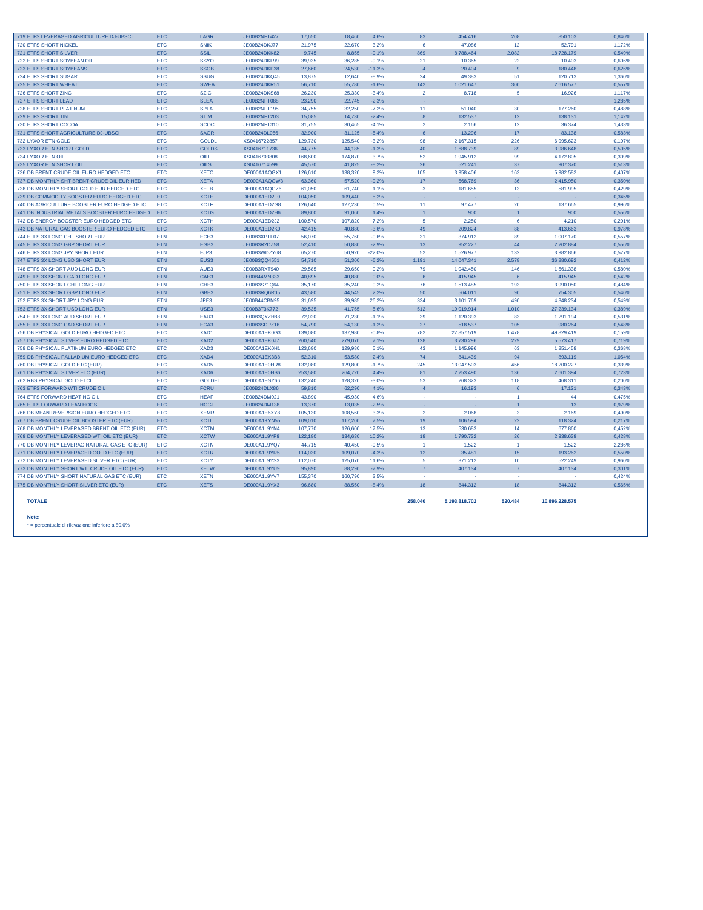| | | | | | | | | | | | |
|---|---|---|---|---|---|---|---|---|---|---|---|
| 719 ETFS LEVERAGED AGRICULTURE DJ-UBSCI | ETC | LAGR | JE00B2NFT427 | 17,650 | 18,460 | 4,6% | 83 | 454.416 | 208 | 850.103 | 0,840% |
| 720 ETFS SHORT NICKEL | ETC | SNIK | JE00B24DKJ77 | 21,975 | 22,670 | 3,2% | 6 | 47.086 | 12 | 52.791 | 1,172% |
| 721 ETFS SHORT SILVER | ETC | SSIL | JE00B24DKK82 | 9,745 | 8,855 | -9,1% | 869 | 8.788.464 | 2.082 | 18.728.179 | 0,549% |
| 722 ETFS SHORT SOYBEAN OIL | ETC | SSYO | JE00B24DKL99 | 39,935 | 36,285 | -9,1% | 21 | 10.365 | 22 | 10.403 | 0,606% |
| 723 ETFS SHORT SOYBEANS | ETC | SSOB | JE00B24DKP38 | 27,660 | 24,530 | -11,3% | 4 | 20.404 | 9 | 180.448 | 0,626% |
| 724 ETFS SHORT SUGAR | ETC | SSUG | JE00B24DKQ45 | 13,875 | 12,640 | -8,9% | 24 | 49.383 | 51 | 120.713 | 1,360% |
| 725 ETFS SHORT WHEAT | ETC | SWEA | JE00B24DKR51 | 56,710 | 55,780 | -1,6% | 142 | 1.021.647 | 300 | 2.616.577 | 0,557% |
| 726 ETFS SHORT ZINC | ETC | SZIC | JE00B24DKS68 | 26,230 | 25,330 | -3,4% | 2 | 8.718 | 5 | 16.926 | 1,117% |
| 727 ETFS SHORT LEAD | ETC | SLEA | JE00B2NFT088 | 23,290 | 22,745 | -2,3% | - | - | - | - | 1,285% |
| 728 ETFS SHORT PLATINUM | ETC | SPLA | JE00B2NFT195 | 34,755 | 32,250 | -7,2% | 11 | 51.040 | 30 | 177.260 | 0,488% |
| 729 ETFS SHORT TIN | ETC | STIM | JE00B2NFT203 | 15,085 | 14,730 | -2,4% | 8 | 132.537 | 12 | 138.131 | 1,142% |
| 730 ETFS SHORT COCOA | ETC | SCOC | JE00B2NFT310 | 31,755 | 30,465 | -4,1% | 2 | 2.166 | 12 | 36.374 | 1,433% |
| 731 ETFS SHORT AGRICULTURE DJ-UBSCI | ETC | SAGRI | JE00B24DL056 | 32,900 | 31,125 | -5,4% | 6 | 13.296 | 17 | 83.138 | 0,583% |
| 732 LYXOR ETN GOLD | ETC | GOLDL | XS0416722857 | 129,730 | 125,540 | -3,2% | 98 | 2.167.315 | 226 | 6.995.623 | 0,197% |
| 733 LYXOR ETN SHORT GOLD | ETC | GOLDS | XS0416711736 | 44,775 | 44,185 | -1,3% | 40 | 1.688.739 | 89 | 3.986.648 | 0,505% |
| 734 LYXOR ETN OIL | ETC | OILL | XS0416703808 | 168,600 | 174,870 | 3,7% | 52 | 1.945.912 | 99 | 4.172.805 | 0,309% |
| 735 LYXOR ETN SHORT OIL | ETC | OILS | XS0416714599 | 45,570 | 41,825 | -8,2% | 26 | 521.241 | 37 | 907.370 | 0,513% |
| 736 DB BRENT CRUDE OIL EURO HEDGED ETC | ETC | XETC | DE000A1AQGX1 | 126,610 | 138,320 | 9,2% | 105 | 3.958.406 | 163 | 5.982.582 | 0,407% |
| 737 DB MONTHLY SHT BRENT CRUDE OIL EUR HED | ETC | XETA | DE000A1AQGW3 | 63,360 | 57,520 | -9,2% | 17 | 568.769 | 36 | 2.415.950 | 0,350% |
| 738 DB MONTHLY SHORT GOLD EUR HEDGED ETC | ETC | XETB | DE000A1AQGZ6 | 61,050 | 61,740 | 1,1% | 3 | 181.655 | 13 | 581.995 | 0,429% |
| 739 DB COMMODITY BOOSTER EURO HEDGED ETC | ETC | XCTE | DE000A1ED2F0 | 104,050 | 109,440 | 5,2% | - | - | - | - | 0,345% |
| 740 DB AGRICULTURE BOOSTER EURO HEDGED ETC | ETC | XCTF | DE000A1ED2G8 | 126,640 | 127,230 | 0,5% | 11 | 97.477 | 20 | 137.665 | 0,996% |
| 741 DB INDUSTRIAL METALS BOOSTER EURO HEDGED | ETC | XCTG | DE000A1ED2H6 | 89,800 | 91,060 | 1,4% | 1 | 900 | 1 | 900 | 0,556% |
| 742 DB ENERGY BOOSTER EURO HEDGED ETC | ETC | XCTH | DE000A1ED2J2 | 100,570 | 107,820 | 7,2% | 5 | 2.250 | 6 | 4.210 | 0,291% |
| 743 DB NATURAL GAS BOOSTER EURO HEDGED ETC | ETC | XCTK | DE000A1ED2K0 | 42,415 | 40,880 | -3,6% | 49 | 209.824 | 88 | 413.663 | 0,978% |
| 744 ETFS 3X LONG CHF SHORT EUR | ETN | ECH3 | JE00B3XPTF07 | 56,070 | 55,760 | -0,6% | 31 | 374.912 | 89 | 1.007.170 | 0,557% |
| 745 ETFS 3X LONG GBP SHORT EUR | ETN | EGB3 | JE00B3R2DZ58 | 52,410 | 50,880 | -2,9% | 13 | 952.227 | 44 | 2.202.884 | 0,556% |
| 746 ETFS 3X LONG JPY SHORT EUR | ETN | EJP3 | JE00B3WDZY68 | 65,270 | 50,920 | -22,0% | 52 | 1.526.977 | 132 | 3.982.866 | 0,577% |
| 747 ETFS 3X LONG USD SHORT EUR | ETN | EUS3 | JE00B3QQ4551 | 54,710 | 51,300 | -6,2% | 1.191 | 14.047.341 | 2.578 | 36.280.692 | 0,412% |
| 748 ETFS 3X SHORT AUD LONG EUR | ETN | AUE3 | JE00B3RXT940 | 29,585 | 29,650 | 0,2% | 79 | 1.042.450 | 146 | 1.561.338 | 0,580% |
| 749 ETFS 3X SHORT CAD LONG EUR | ETN | CAE3 | JE00B44MN333 | 40,895 | 40,880 | 0,0% | 6 | 415.945 | 6 | 415.945 | 0,542% |
| 750 ETFS 3X SHORT CHF LONG EUR | ETN | CHE3 | JE00B3S71Q64 | 35,170 | 35,240 | 0,2% | 76 | 1.513.485 | 193 | 3.990.050 | 0,484% |
| 751 ETFS 3X SHORT GBP LONG EUR | ETN | GBE3 | JE00B3RQ6R05 | 43,580 | 44,545 | 2,2% | 50 | 564.011 | 90 | 754.305 | 0,540% |
| 752 ETFS 3X SHORT JPY LONG EUR | ETN | JPE3 | JE00B44CBN95 | 31,695 | 39,985 | 26,2% | 334 | 3.101.769 | 490 | 4.348.234 | 0,549% |
| 753 ETFS 3X SHORT USD LONG EUR | ETN | USE3 | JE00B3T3K772 | 39,535 | 41,765 | 5,6% | 512 | 19.019.914 | 1.010 | 27.239.134 | 0,389% |
| 754 ETFS 3X LONG AUD SHORT EUR | ETN | EAU3 | JE00B3QYZH88 | 72,020 | 71,230 | -1,1% | 39 | 1.120.393 | 83 | 1.291.194 | 0,531% |
| 755 ETFS 3X LONG CAD SHORT EUR | ETN | ECA3 | JE00B3SDPZ16 | 54,790 | 54,130 | -1,2% | 27 | 518.537 | 105 | 980.264 | 0,548% |
| 756 DB PHYSICAL GOLD EURO HEDGED ETC | ETC | XAD1 | DE000A1EK0G3 | 139,080 | 137,980 | -0,8% | 782 | 27.857.519 | 1.478 | 49.829.419 | 0,159% |
| 757 DB PHYSICAL SILVER EURO HEDGED ETC | ETC | XAD2 | DE000A1EK0J7 | 260,540 | 279,070 | 7,1% | 128 | 3.730.296 | 229 | 5.573.417 | 0,719% |
| 758 DB PHYSICAL PLATINUM EURO HEDGED ETC | ETC | XAD3 | DE000A1EK0H1 | 123,680 | 129,980 | 5,1% | 43 | 1.145.996 | 63 | 1.251.458 | 0,368% |
| 759 DB PHYSICAL PALLADIUM EURO HEDGED ETC | ETC | XAD4 | DE000A1EK3B8 | 52,310 | 53,580 | 2,4% | 74 | 841.439 | 94 | 893.119 | 1,054% |
| 760 DB PHYSICAL GOLD ETC (EUR) | ETC | XAD5 | DE000A1E0HR8 | 132,080 | 129,800 | -1,7% | 245 | 13.047.503 | 456 | 18.200.227 | 0,339% |
| 761 DB PHYSICAL SILVER ETC (EUR) | ETC | XAD6 | DE000A1E0HS6 | 253,580 | 264,720 | 4,4% | 81 | 2.253.490 | 136 | 2.601.394 | 0,723% |
| 762 RBS PHYSICAL GOLD ETCI | ETC | GOLDET | DE000A1ESY66 | 132,240 | 128,320 | -3,0% | 53 | 268.323 | 118 | 468.311 | 0,200% |
| 763 ETFS FORWARD WTI CRUDE OIL | ETC | FCRU | JE00B24DLX86 | 59,810 | 62,290 | 4,1% | 4 | 16.193 | 6 | 17.121 | 0,343% |
| 764 ETFS FORWARD HEATING OIL | ETC | HEAF | JE00B24DM021 | 43,890 | 45,930 | 4,6% | - | - | 1 | 44 | 0,475% |
| 765 ETFS FORWARD LEAN HOGS | ETC | HOGF | JE00B24DM138 | 13,370 | 13,035 | -2,5% | - | - | 1 | 13 | 0,979% |
| 766 DB MEAN REVERSION EURO HEDGED ETC | ETC | XEMR | DE000A1E6XY8 | 105,130 | 108,560 | 3,3% | 2 | 2.068 | 3 | 2.169 | 0,490% |
| 767 DB BRENT CRUDE OIL BOOSTER ETC (EUR) | ETC | XCTL | DE000A1KYN55 | 109,010 | 117,200 | 7,5% | 19 | 106.594 | 22 | 118.324 | 0,217% |
| 768 DB MONTHLY LEVERAGED BRENT OIL ETC (EUR) | ETC | XCTM | DE000A1L9YN4 | 107,770 | 126,600 | 17,5% | 13 | 530.683 | 14 | 677.860 | 0,452% |
| 769 DB MONTHLY LEVERAGED WTI OIL ETC (EUR) | ETC | XCTW | DE000A1L9YP9 | 122,180 | 134,630 | 10,2% | 18 | 1.790.732 | 26 | 2.938.639 | 0,428% |
| 770 DB MONTHLY LEVERAG NATURAL GAS ETC (EUR) | ETC | XCTN | DE000A1L9YQ7 | 44,715 | 40,450 | -9,5% | 1 | 1.522 | 1 | 1.522 | 2,286% |
| 771 DB MONTHLY LEVERAGED GOLD ETC (EUR) | ETC | XCTR | DE000A1L9YR5 | 114,030 | 109,070 | -4,3% | 12 | 35.481 | 15 | 193.262 | 0,550% |
| 772 DB MONTHLY LEVERAGED SILVER ETC (EUR) | ETC | XCTY | DE000A1L9YS3 | 112,070 | 125,070 | 11,6% | 5 | 371.212 | 10 | 522.249 | 0,960% |
| 773 DB MONTHLY SHORT WTI CRUDE OIL ETC (EUR) | ETC | XETW | DE000A1L9YU9 | 95,890 | 88,290 | -7,9% | 7 | 407.134 | 7 | 407.134 | 0,301% |
| 774 DB MONTHLY SHORT NATURAL GAS ETC (EUR) | ETC | XETN | DE000A1L9YV7 | 155,370 | 160,790 | 3,5% | - | - | - | - | 0,424% |
| 775 DB MONTHLY SHORT SILVER ETC (EUR) | ETC | XETS | DE000A1L9YX3 | 96,680 | 88,550 | -8,4% | 18 | 844.312 | 18 | 844.312 | 0,565% |
| **TOTALE** | | | | | | | **258.040** | **5.193.818.702** | **520.484** | **10.896.228.575** | |

**Note:**

* = percentuale di rilevazione inferiore a 80.0%